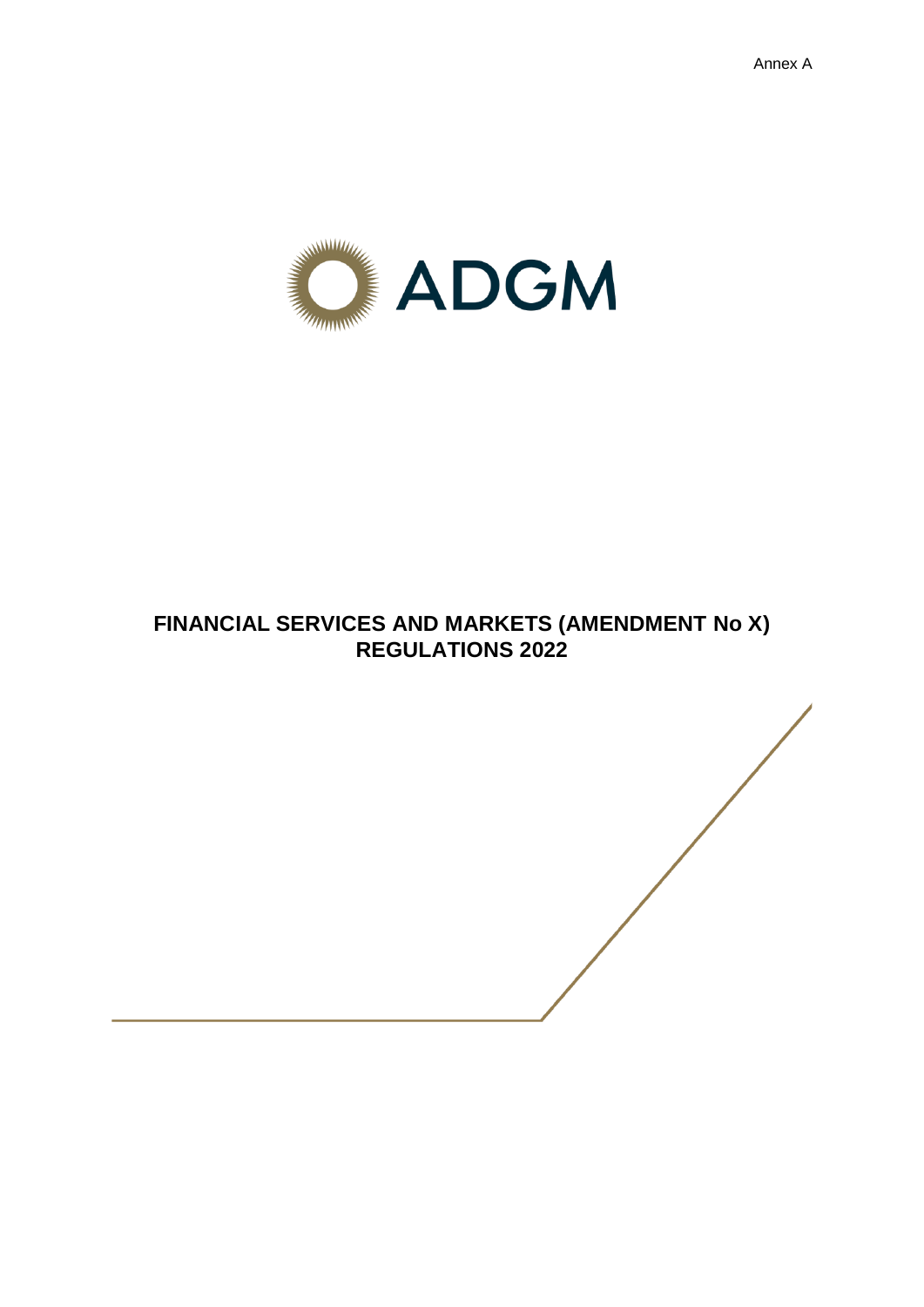Annex A

ADGM

# FINANCIAL SERVICES AND MARKETS (AMENDMENT No X) REGULATIONS 2022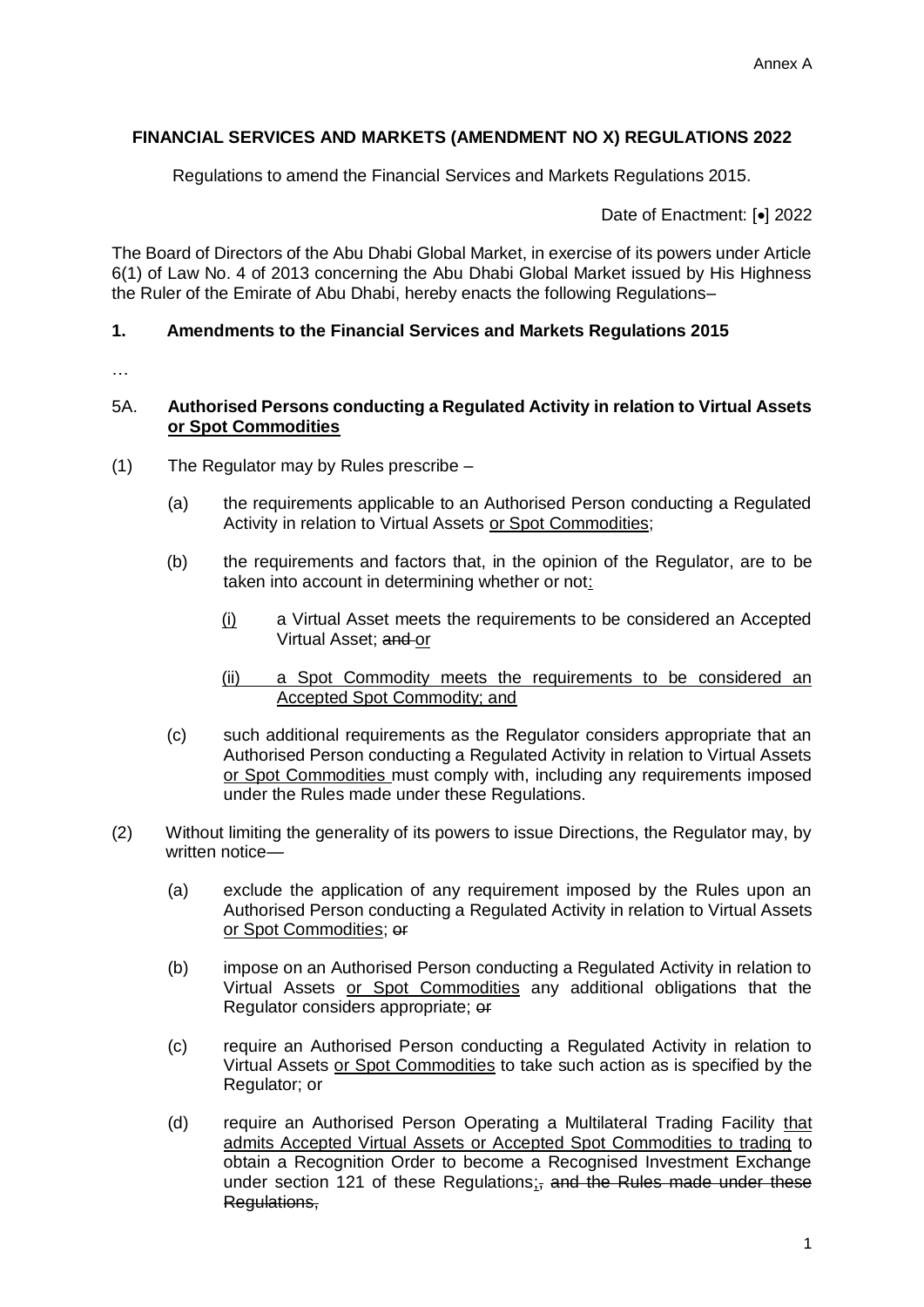Annex A

**FINANCIAL SERVICES AND MARKETS (AMENDMENT NO X) REGULATIONS 2022**

Regulations to amend the Financial Services and Markets Regulations 2015.

Date of Enactment: [•] 2022

The Board of Directors of the Abu Dhabi Global Market, in exercise of its powers under Article 6(1) of Law No. 4 of 2013 concerning the Abu Dhabi Global Market issued by His Highness the Ruler of the Emirate of Abu Dhabi, hereby enacts the following Regulations–

**1. Amendments to the Financial Services and Markets Regulations 2015**

…

5A. **Authorised Persons conducting a Regulated Activity in relation to Virtual Assets <u>or Spot Commodities</u>**

(1) The Regulator may by Rules prescribe –

(a) the requirements applicable to an Authorised Person conducting a Regulated Activity in relation to Virtual Assets <u>or Spot Commodities</u>;

(b) the requirements and factors that, in the opinion of the Regulator, are to be taken into account in determining whether or not<u>:</u>

<u>(i)</u> a Virtual Asset meets the requirements to be considered an Accepted Virtual Asset; ~~and~~ <u>or</u>

<u>(ii) a Spot Commodity meets the requirements to be considered an Accepted Spot Commodity; and</u>

(c) such additional requirements as the Regulator considers appropriate that an Authorised Person conducting a Regulated Activity in relation to Virtual Assets <u>or Spot Commodities</u> must comply with, including any requirements imposed under the Rules made under these Regulations.

(2) Without limiting the generality of its powers to issue Directions, the Regulator may, by written notice—

(a) exclude the application of any requirement imposed by the Rules upon an Authorised Person conducting a Regulated Activity in relation to Virtual Assets <u>or Spot Commodities</u>; ~~or~~

(b) impose on an Authorised Person conducting a Regulated Activity in relation to Virtual Assets <u>or Spot Commodities</u> any additional obligations that the Regulator considers appropriate; ~~or~~

(c) require an Authorised Person conducting a Regulated Activity in relation to Virtual Assets <u>or Spot Commodities</u> to take such action as is specified by the Regulator; or

(d) require an Authorised Person Operating a Multilateral Trading Facility <u>that admits Accepted Virtual Assets or Accepted Spot Commodities to trading</u> to obtain a Recognition Order to become a Recognised Investment Exchange under section 121 of these Regulations<u>;</u>~~, and the Rules made under these Regulations,~~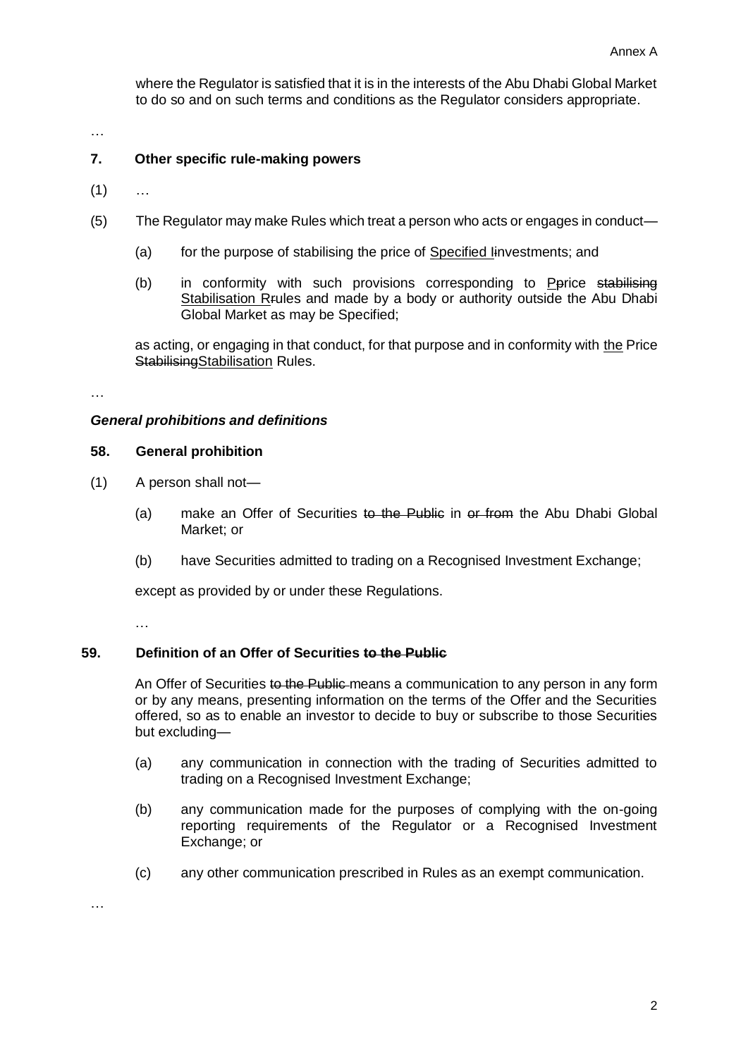where the Regulator is satisfied that it is in the interests of the Abu Dhabi Global Market to do so and on such terms and conditions as the Regulator considers appropriate.

…

### 7. Other specific rule-making powers

(1) …

(5) The Regulator may make Rules which treat a person who acts or engages in conduct—

> (a) for the purpose of stabilising the price of <u>Specified I</u>~~i~~nvestments; and
>
> (b) in conformity with such provisions corresponding to <u>P</u>~~p~~rice ~~stabilising~~ <u>Stabilisation R</u>~~r~~ules and made by a body or authority outside the Abu Dhabi Global Market as may be Specified;

as acting, or engaging in that conduct, for that purpose and in conformity with <u>the</u> Price ~~Stabilising~~<u>Stabilisation</u> Rules.

…

***General prohibitions and definitions***

### 58. General prohibition

(1) A person shall not—

> (a) make an Offer of Securities ~~to the Public~~ in ~~or from~~ the Abu Dhabi Global Market; or
>
> (b) have Securities admitted to trading on a Recognised Investment Exchange;

except as provided by or under these Regulations.

…

### 59. Definition of an Offer of Securities ~~to the Public~~

An Offer of Securities ~~to the Public~~ means a communication to any person in any form or by any means, presenting information on the terms of the Offer and the Securities offered, so as to enable an investor to decide to buy or subscribe to those Securities but excluding—

> (a) any communication in connection with the trading of Securities admitted to trading on a Recognised Investment Exchange;
>
> (b) any communication made for the purposes of complying with the on-going reporting requirements of the Regulator or a Recognised Investment Exchange; or
>
> (c) any other communication prescribed in Rules as an exempt communication.

…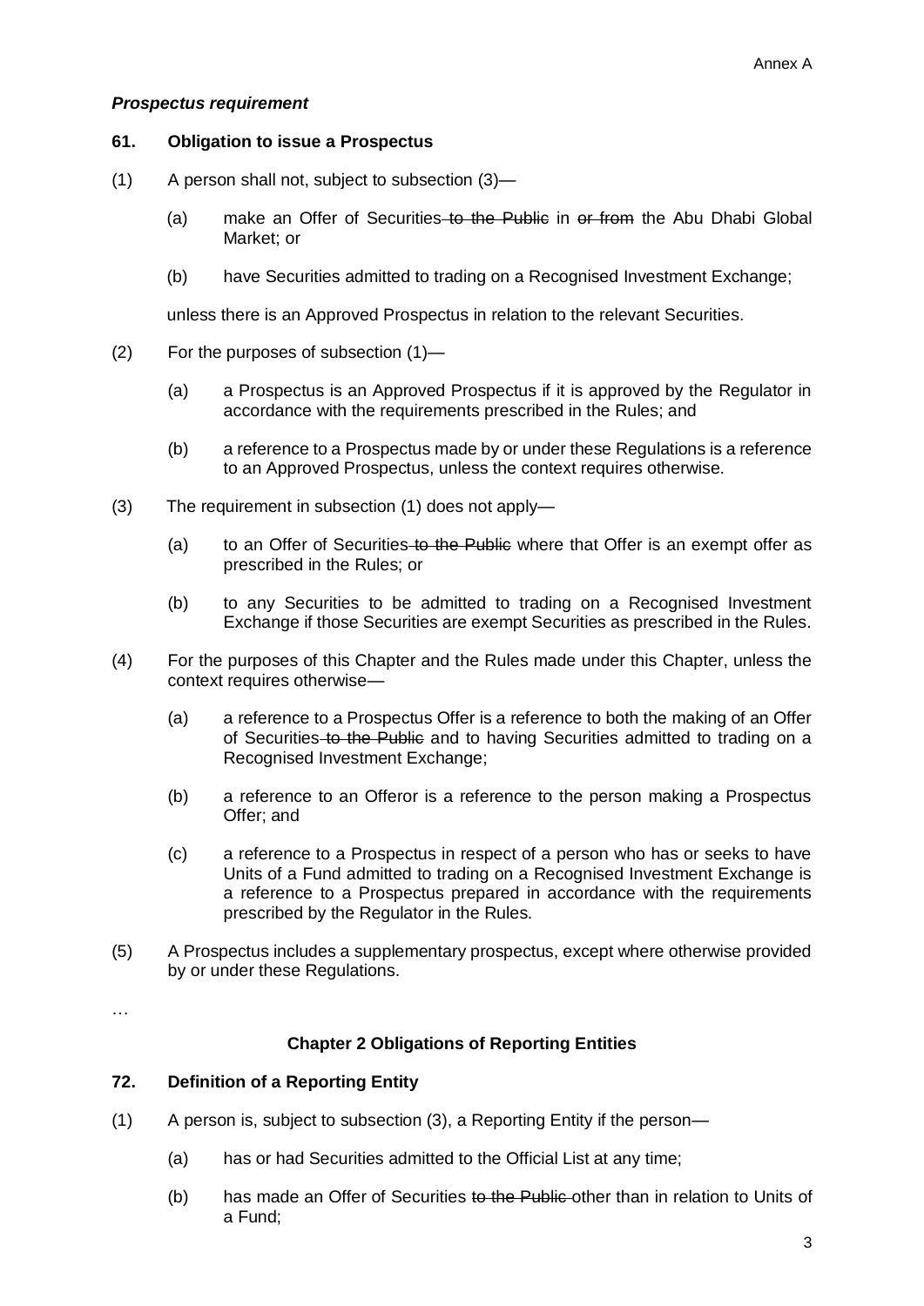***Prospectus requirement***

**61. Obligation to issue a Prospectus**

(1) A person shall not, subject to subsection (3)—

(a) make an Offer of Securities ~~to the Public~~ in ~~or from~~ the Abu Dhabi Global Market; or

(b) have Securities admitted to trading on a Recognised Investment Exchange;

unless there is an Approved Prospectus in relation to the relevant Securities.

(2) For the purposes of subsection (1)—

(a) a Prospectus is an Approved Prospectus if it is approved by the Regulator in accordance with the requirements prescribed in the Rules; and

(b) a reference to a Prospectus made by or under these Regulations is a reference to an Approved Prospectus, unless the context requires otherwise.

(3) The requirement in subsection (1) does not apply—

(a) to an Offer of Securities ~~to the Public~~ where that Offer is an exempt offer as prescribed in the Rules; or

(b) to any Securities to be admitted to trading on a Recognised Investment Exchange if those Securities are exempt Securities as prescribed in the Rules.

(4) For the purposes of this Chapter and the Rules made under this Chapter, unless the context requires otherwise—

(a) a reference to a Prospectus Offer is a reference to both the making of an Offer of Securities ~~to the Public~~ and to having Securities admitted to trading on a Recognised Investment Exchange;

(b) a reference to an Offeror is a reference to the person making a Prospectus Offer; and

(c) a reference to a Prospectus in respect of a person who has or seeks to have Units of a Fund admitted to trading on a Recognised Investment Exchange is a reference to a Prospectus prepared in accordance with the requirements prescribed by the Regulator in the Rules.

(5) A Prospectus includes a supplementary prospectus, except where otherwise provided by or under these Regulations.

…

**Chapter 2 Obligations of Reporting Entities**

**72. Definition of a Reporting Entity**

(1) A person is, subject to subsection (3), a Reporting Entity if the person—

(a) has or had Securities admitted to the Official List at any time;

(b) has made an Offer of Securities ~~to the Public~~ other than in relation to Units of a Fund;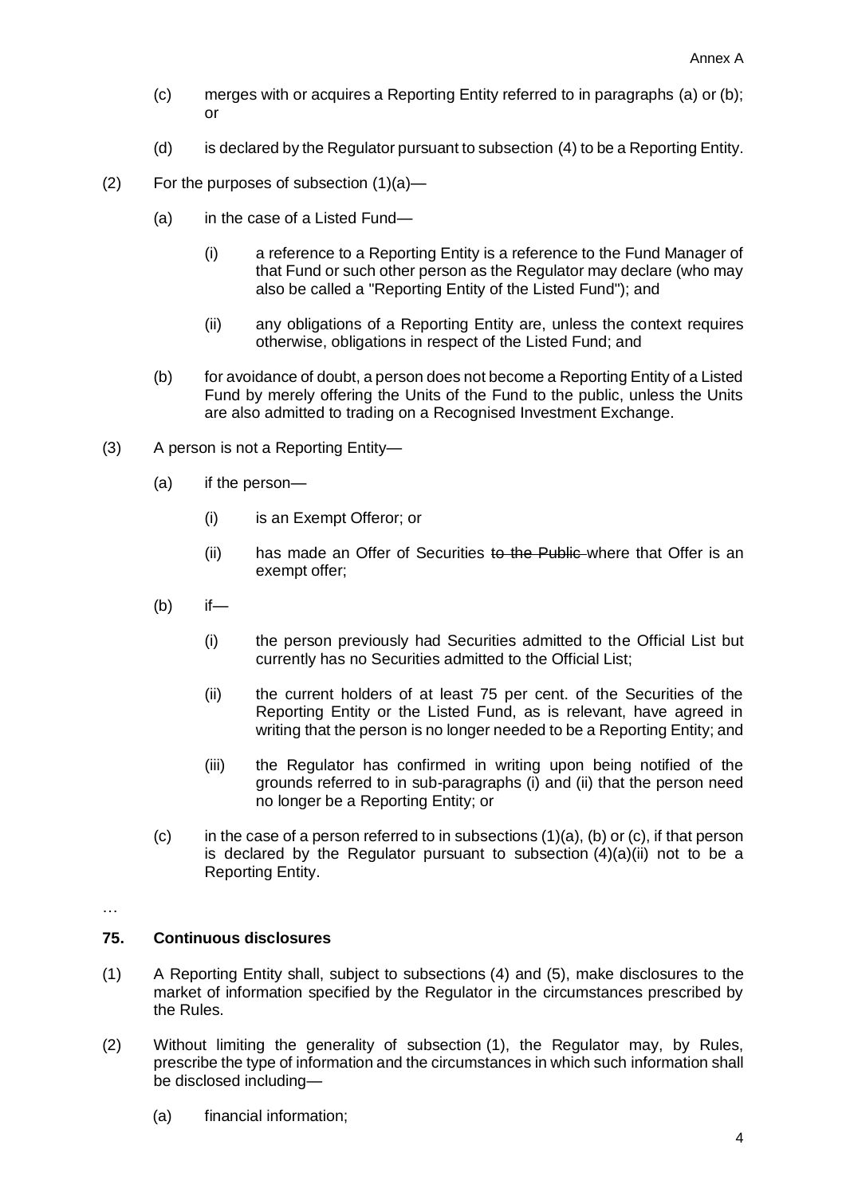(c) merges with or acquires a Reporting Entity referred to in paragraphs (a) or (b); or

(d) is declared by the Regulator pursuant to subsection (4) to be a Reporting Entity.

(2) For the purposes of subsection (1)(a)—

(a) in the case of a Listed Fund—

(i) a reference to a Reporting Entity is a reference to the Fund Manager of that Fund or such other person as the Regulator may declare (who may also be called a "Reporting Entity of the Listed Fund"); and

(ii) any obligations of a Reporting Entity are, unless the context requires otherwise, obligations in respect of the Listed Fund; and

(b) for avoidance of doubt, a person does not become a Reporting Entity of a Listed Fund by merely offering the Units of the Fund to the public, unless the Units are also admitted to trading on a Recognised Investment Exchange.

(3) A person is not a Reporting Entity—

(a) if the person—

(i) is an Exempt Offeror; or

(ii) has made an Offer of Securities ~~to the Public~~ where that Offer is an exempt offer;

(b) if—

(i) the person previously had Securities admitted to the Official List but currently has no Securities admitted to the Official List;

(ii) the current holders of at least 75 per cent. of the Securities of the Reporting Entity or the Listed Fund, as is relevant, have agreed in writing that the person is no longer needed to be a Reporting Entity; and

(iii) the Regulator has confirmed in writing upon being notified of the grounds referred to in sub-paragraphs (i) and (ii) that the person need no longer be a Reporting Entity; or

(c) in the case of a person referred to in subsections (1)(a), (b) or (c), if that person is declared by the Regulator pursuant to subsection (4)(a)(ii) not to be a Reporting Entity.

…

### 75. Continuous disclosures

(1) A Reporting Entity shall, subject to subsections (4) and (5), make disclosures to the market of information specified by the Regulator in the circumstances prescribed by the Rules.

(2) Without limiting the generality of subsection (1), the Regulator may, by Rules, prescribe the type of information and the circumstances in which such information shall be disclosed including—

(a) financial information;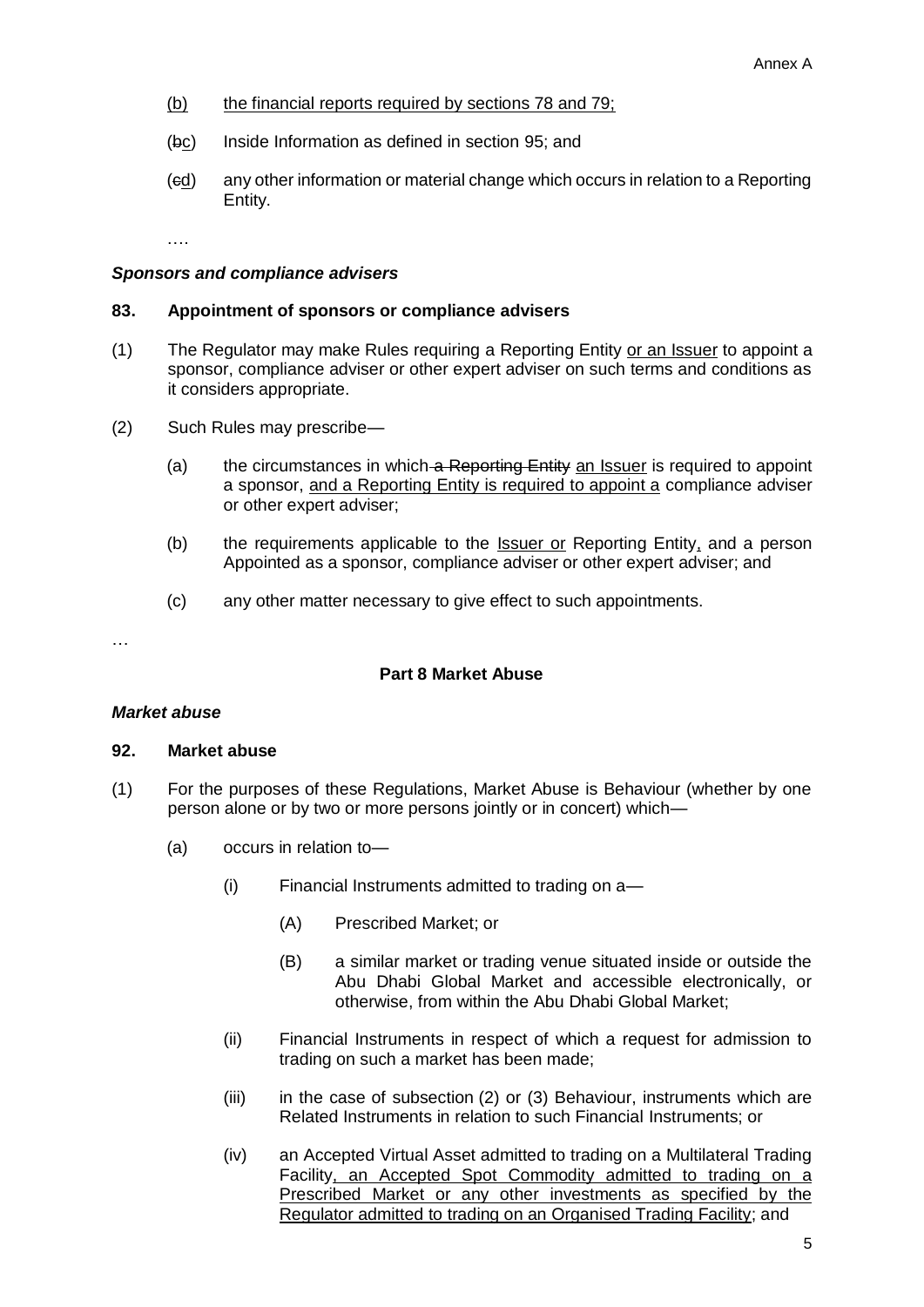(b) the financial reports required by sections 78 and 79;

(~~b~~c) Inside Information as defined in section 95; and

(~~c~~d) any other information or material change which occurs in relation to a Reporting Entity.

….

***Sponsors and compliance advisers***

**83. Appointment of sponsors or compliance advisers**

(1) The Regulator may make Rules requiring a Reporting Entity or an Issuer to appoint a sponsor, compliance adviser or other expert adviser on such terms and conditions as it considers appropriate.

(2) Such Rules may prescribe—

(a) the circumstances in which ~~a Reporting Entity~~ an Issuer is required to appoint a sponsor, and a Reporting Entity is required to appoint a compliance adviser or other expert adviser;

(b) the requirements applicable to the Issuer or Reporting Entity, and a person Appointed as a sponsor, compliance adviser or other expert adviser; and

(c) any other matter necessary to give effect to such appointments.

…

**Part 8 Market Abuse**

***Market abuse***

**92. Market abuse**

(1) For the purposes of these Regulations, Market Abuse is Behaviour (whether by one person alone or by two or more persons jointly or in concert) which—

(a) occurs in relation to—

(i) Financial Instruments admitted to trading on a—

(A) Prescribed Market; or

(B) a similar market or trading venue situated inside or outside the Abu Dhabi Global Market and accessible electronically, or otherwise, from within the Abu Dhabi Global Market;

(ii) Financial Instruments in respect of which a request for admission to trading on such a market has been made;

(iii) in the case of subsection (2) or (3) Behaviour, instruments which are Related Instruments in relation to such Financial Instruments; or

(iv) an Accepted Virtual Asset admitted to trading on a Multilateral Trading Facility, an Accepted Spot Commodity admitted to trading on a Prescribed Market or any other investments as specified by the Regulator admitted to trading on an Organised Trading Facility; and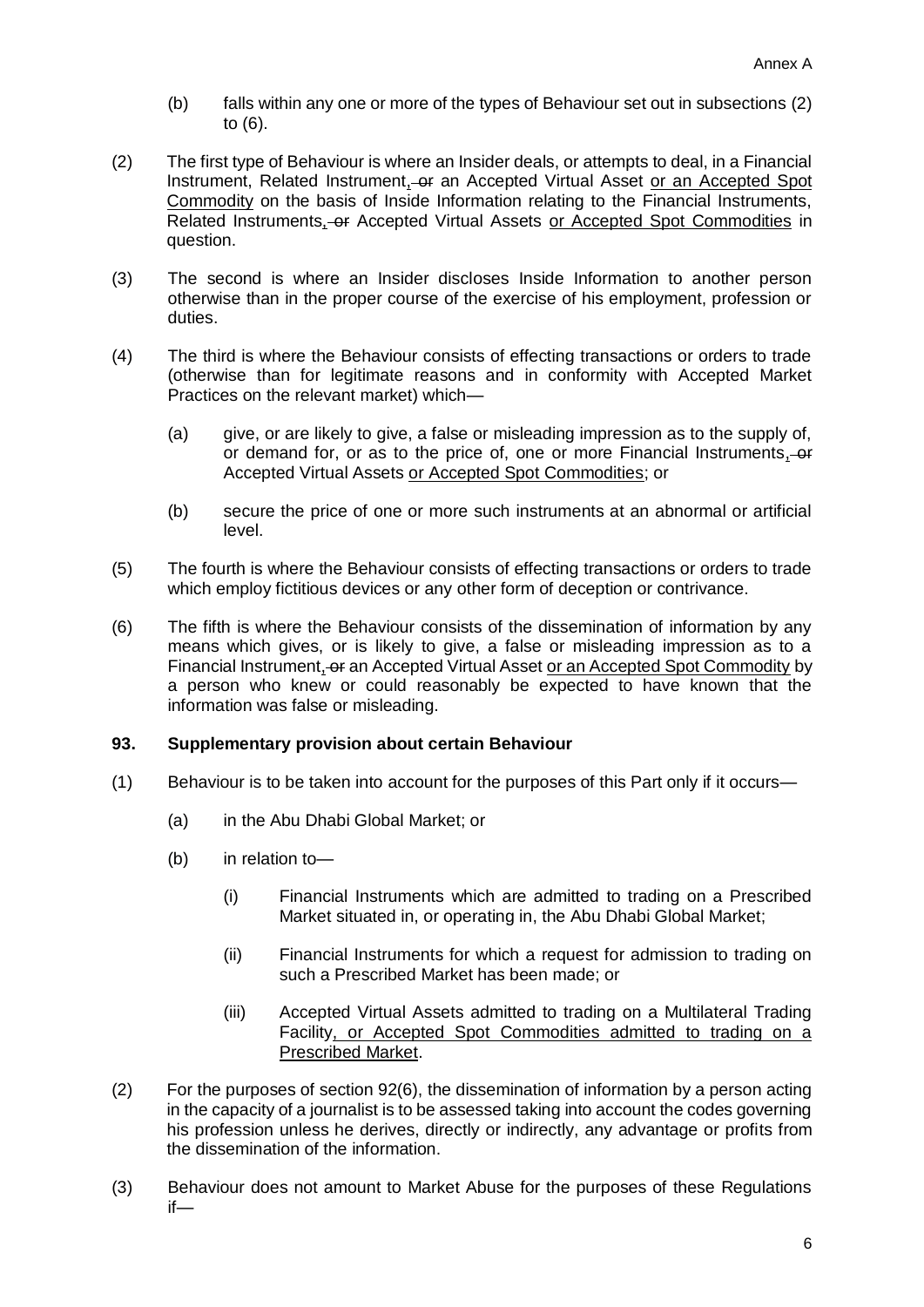(b) falls within any one or more of the types of Behaviour set out in subsections (2) to (6).

(2) The first type of Behaviour is where an Insider deals, or attempts to deal, in a Financial Instrument, Related Instrument<u>,</u> ~~or~~ an Accepted Virtual Asset <u>or an Accepted Spot Commodity</u> on the basis of Inside Information relating to the Financial Instruments, Related Instruments<u>,</u> ~~or~~ Accepted Virtual Assets <u>or Accepted Spot Commodities</u> in question.

(3) The second is where an Insider discloses Inside Information to another person otherwise than in the proper course of the exercise of his employment, profession or duties.

(4) The third is where the Behaviour consists of effecting transactions or orders to trade (otherwise than for legitimate reasons and in conformity with Accepted Market Practices on the relevant market) which—

- (a) give, or are likely to give, a false or misleading impression as to the supply of, or demand for, or as to the price of, one or more Financial Instruments<u>,</u> ~~or~~ Accepted Virtual Assets <u>or Accepted Spot Commodities</u>; or
- (b) secure the price of one or more such instruments at an abnormal or artificial level.

(5) The fourth is where the Behaviour consists of effecting transactions or orders to trade which employ fictitious devices or any other form of deception or contrivance.

(6) The fifth is where the Behaviour consists of the dissemination of information by any means which gives, or is likely to give, a false or misleading impression as to a Financial Instrument<u>,</u> ~~or~~ an Accepted Virtual Asset <u>or an Accepted Spot Commodity</u> by a person who knew or could reasonably be expected to have known that the information was false or misleading.

### 93. Supplementary provision about certain Behaviour

(1) Behaviour is to be taken into account for the purposes of this Part only if it occurs—

- (a) in the Abu Dhabi Global Market; or
- (b) in relation to—
  - (i) Financial Instruments which are admitted to trading on a Prescribed Market situated in, or operating in, the Abu Dhabi Global Market;
  - (ii) Financial Instruments for which a request for admission to trading on such a Prescribed Market has been made; or
  - (iii) Accepted Virtual Assets admitted to trading on a Multilateral Trading Facility<u>, or Accepted Spot Commodities admitted to trading on a Prescribed Market</u>.

(2) For the purposes of section 92(6), the dissemination of information by a person acting in the capacity of a journalist is to be assessed taking into account the codes governing his profession unless he derives, directly or indirectly, any advantage or profits from the dissemination of the information.

(3) Behaviour does not amount to Market Abuse for the purposes of these Regulations if—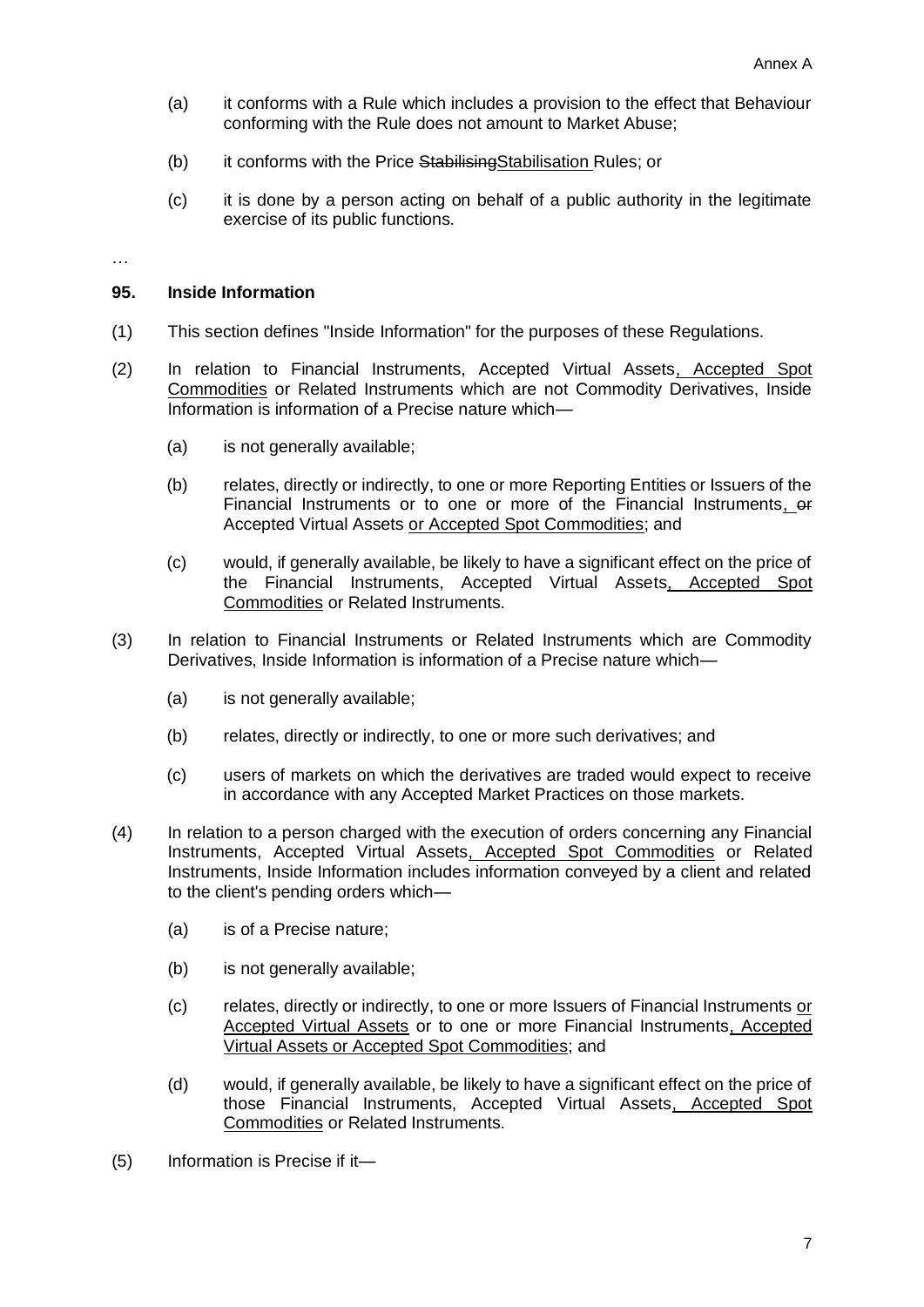(a) it conforms with a Rule which includes a provision to the effect that Behaviour conforming with the Rule does not amount to Market Abuse;

(b) it conforms with the Price ~~Stabilising~~<u>Stabilisation</u> Rules; or

(c) it is done by a person acting on behalf of a public authority in the legitimate exercise of its public functions.

…

**95. Inside Information**

(1) This section defines "Inside Information" for the purposes of these Regulations.

(2) In relation to Financial Instruments, Accepted Virtual Assets<u>, Accepted Spot Commodities</u> or Related Instruments which are not Commodity Derivatives, Inside Information is information of a Precise nature which—

(a) is not generally available;

(b) relates, directly or indirectly, to one or more Reporting Entities or Issuers of the Financial Instruments or to one or more of the Financial Instruments<u>,</u> ~~or~~ Accepted Virtual Assets <u>or Accepted Spot Commodities</u>; and

(c) would, if generally available, be likely to have a significant effect on the price of the Financial Instruments, Accepted Virtual Assets<u>, Accepted Spot Commodities</u> or Related Instruments.

(3) In relation to Financial Instruments or Related Instruments which are Commodity Derivatives, Inside Information is information of a Precise nature which—

(a) is not generally available;

(b) relates, directly or indirectly, to one or more such derivatives; and

(c) users of markets on which the derivatives are traded would expect to receive in accordance with any Accepted Market Practices on those markets.

(4) In relation to a person charged with the execution of orders concerning any Financial Instruments, Accepted Virtual Assets<u>, Accepted Spot Commodities</u> or Related Instruments, Inside Information includes information conveyed by a client and related to the client's pending orders which—

(a) is of a Precise nature;

(b) is not generally available;

(c) relates, directly or indirectly, to one or more Issuers of Financial Instruments <u>or Accepted Virtual Assets</u> or to one or more Financial Instruments<u>, Accepted Virtual Assets or Accepted Spot Commodities</u>; and

(d) would, if generally available, be likely to have a significant effect on the price of those Financial Instruments, Accepted Virtual Assets<u>, Accepted Spot Commodities</u> or Related Instruments.

(5) Information is Precise if it—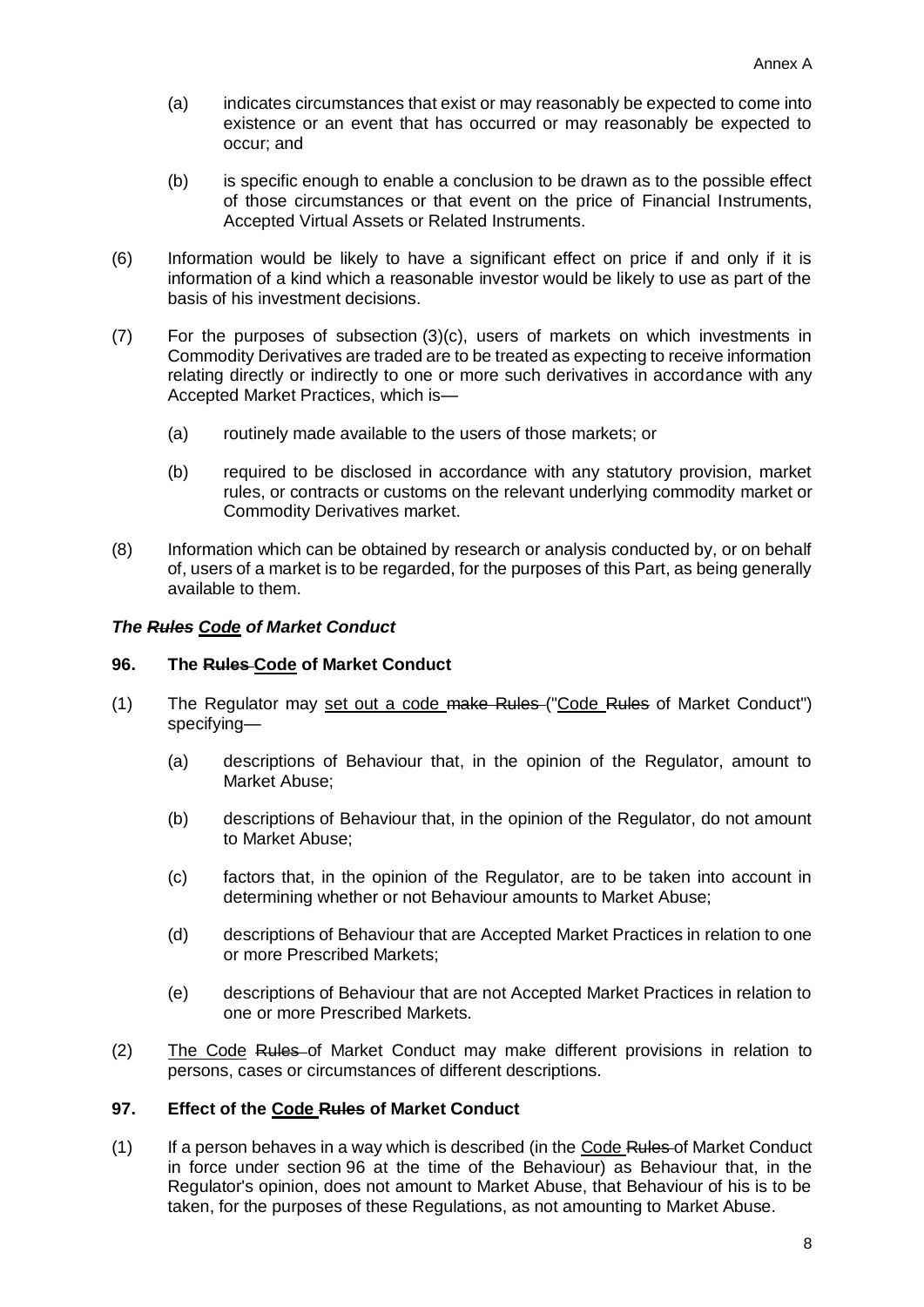(a) indicates circumstances that exist or may reasonably be expected to come into existence or an event that has occurred or may reasonably be expected to occur; and

(b) is specific enough to enable a conclusion to be drawn as to the possible effect of those circumstances or that event on the price of Financial Instruments, Accepted Virtual Assets or Related Instruments.

(6) Information would be likely to have a significant effect on price if and only if it is information of a kind which a reasonable investor would be likely to use as part of the basis of his investment decisions.

(7) For the purposes of subsection (3)(c), users of markets on which investments in Commodity Derivatives are traded are to be treated as expecting to receive information relating directly or indirectly to one or more such derivatives in accordance with any Accepted Market Practices, which is—

(a) routinely made available to the users of those markets; or

(b) required to be disclosed in accordance with any statutory provision, market rules, or contracts or customs on the relevant underlying commodity market or Commodity Derivatives market.

(8) Information which can be obtained by research or analysis conducted by, or on behalf of, users of a market is to be regarded, for the purposes of this Part, as being generally available to them.

***The ~~Rules~~ <u>Code</u> of Market Conduct***

**96. The ~~Rules~~ <u>Code</u> of Market Conduct**

(1) The Regulator may <u>set out a code</u> ~~make Rules~~ ("<u>Code</u> ~~Rules~~ of Market Conduct") specifying—

(a) descriptions of Behaviour that, in the opinion of the Regulator, amount to Market Abuse;

(b) descriptions of Behaviour that, in the opinion of the Regulator, do not amount to Market Abuse;

(c) factors that, in the opinion of the Regulator, are to be taken into account in determining whether or not Behaviour amounts to Market Abuse;

(d) descriptions of Behaviour that are Accepted Market Practices in relation to one or more Prescribed Markets;

(e) descriptions of Behaviour that are not Accepted Market Practices in relation to one or more Prescribed Markets.

(2) <u>The Code</u> ~~Rules~~ of Market Conduct may make different provisions in relation to persons, cases or circumstances of different descriptions.

**97. Effect of the <u>Code</u> ~~Rules~~ of Market Conduct**

(1) If a person behaves in a way which is described (in the <u>Code</u> ~~Rules~~ of Market Conduct in force under section 96 at the time of the Behaviour) as Behaviour that, in the Regulator's opinion, does not amount to Market Abuse, that Behaviour of his is to be taken, for the purposes of these Regulations, as not amounting to Market Abuse.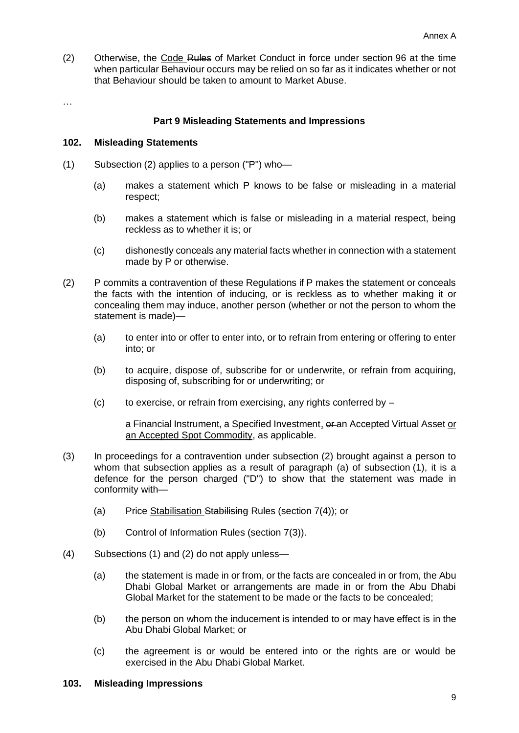(2) Otherwise, the <u>Code</u> ~~Rules~~ of Market Conduct in force under section 96 at the time when particular Behaviour occurs may be relied on so far as it indicates whether or not that Behaviour should be taken to amount to Market Abuse.

…

### Part 9 Misleading Statements and Impressions

#### 102. Misleading Statements

(1) Subsection (2) applies to a person ("P") who—

 (a) makes a statement which P knows to be false or misleading in a material respect;

 (b) makes a statement which is false or misleading in a material respect, being reckless as to whether it is; or

 (c) dishonestly conceals any material facts whether in connection with a statement made by P or otherwise.

(2) P commits a contravention of these Regulations if P makes the statement or conceals the facts with the intention of inducing, or is reckless as to whether making it or concealing them may induce, another person (whether or not the person to whom the statement is made)—

 (a) to enter into or offer to enter into, or to refrain from entering or offering to enter into; or

 (b) to acquire, dispose of, subscribe for or underwrite, or refrain from acquiring, disposing of, subscribing for or underwriting; or

 (c) to exercise, or refrain from exercising, any rights conferred by –

 a Financial Instrument, a Specified Investment<u>,</u> ~~or~~ an Accepted Virtual Asset <u>or an Accepted Spot Commodity</u>, as applicable.

(3) In proceedings for a contravention under subsection (2) brought against a person to whom that subsection applies as a result of paragraph (a) of subsection (1), it is a defence for the person charged ("D") to show that the statement was made in conformity with—

 (a) Price <u>Stabilisation</u> ~~Stabilising~~ Rules (section 7(4)); or

 (b) Control of Information Rules (section 7(3)).

(4) Subsections (1) and (2) do not apply unless—

 (a) the statement is made in or from, or the facts are concealed in or from, the Abu Dhabi Global Market or arrangements are made in or from the Abu Dhabi Global Market for the statement to be made or the facts to be concealed;

 (b) the person on whom the inducement is intended to or may have effect is in the Abu Dhabi Global Market; or

 (c) the agreement is or would be entered into or the rights are or would be exercised in the Abu Dhabi Global Market.

#### 103. Misleading Impressions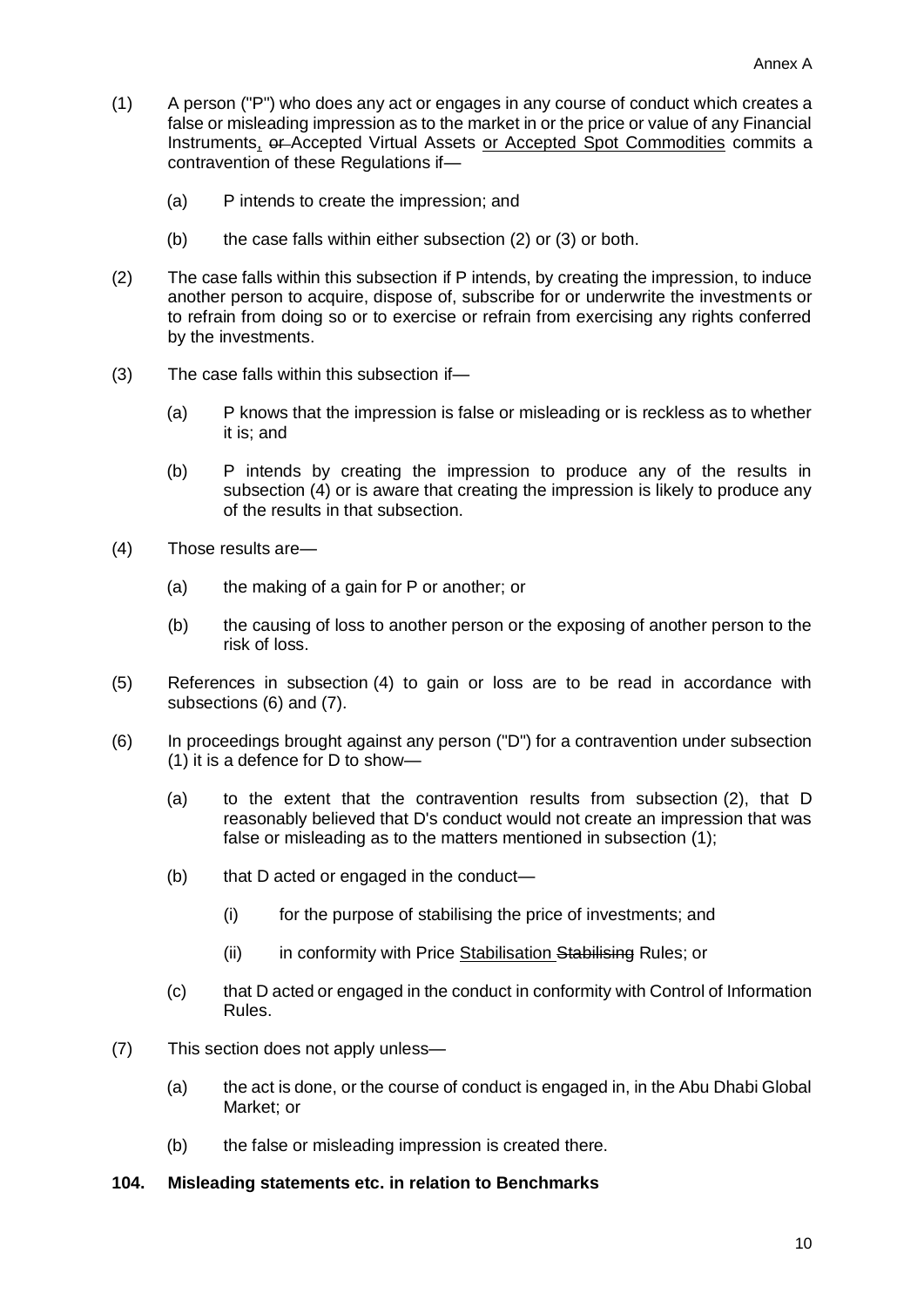(1) A person ("P") who does any act or engages in any course of conduct which creates a false or misleading impression as to the market in or the price or value of any Financial Instruments<u>,</u> ~~or~~ Accepted Virtual Assets <u>or Accepted Spot Commodities</u> commits a contravention of these Regulations if—

  (a) P intends to create the impression; and

  (b) the case falls within either subsection (2) or (3) or both.

(2) The case falls within this subsection if P intends, by creating the impression, to induce another person to acquire, dispose of, subscribe for or underwrite the investments or to refrain from doing so or to exercise or refrain from exercising any rights conferred by the investments.

(3) The case falls within this subsection if—

  (a) P knows that the impression is false or misleading or is reckless as to whether it is; and

  (b) P intends by creating the impression to produce any of the results in subsection (4) or is aware that creating the impression is likely to produce any of the results in that subsection.

(4) Those results are—

  (a) the making of a gain for P or another; or

  (b) the causing of loss to another person or the exposing of another person to the risk of loss.

(5) References in subsection (4) to gain or loss are to be read in accordance with subsections (6) and (7).

(6) In proceedings brought against any person ("D") for a contravention under subsection (1) it is a defence for D to show—

  (a) to the extent that the contravention results from subsection (2), that D reasonably believed that D's conduct would not create an impression that was false or misleading as to the matters mentioned in subsection (1);

  (b) that D acted or engaged in the conduct—

    (i) for the purpose of stabilising the price of investments; and

    (ii) in conformity with Price <u>Stabilisation</u> ~~Stabilising~~ Rules; or

  (c) that D acted or engaged in the conduct in conformity with Control of Information Rules.

(7) This section does not apply unless—

  (a) the act is done, or the course of conduct is engaged in, in the Abu Dhabi Global Market; or

  (b) the false or misleading impression is created there.

**104. Misleading statements etc. in relation to Benchmarks**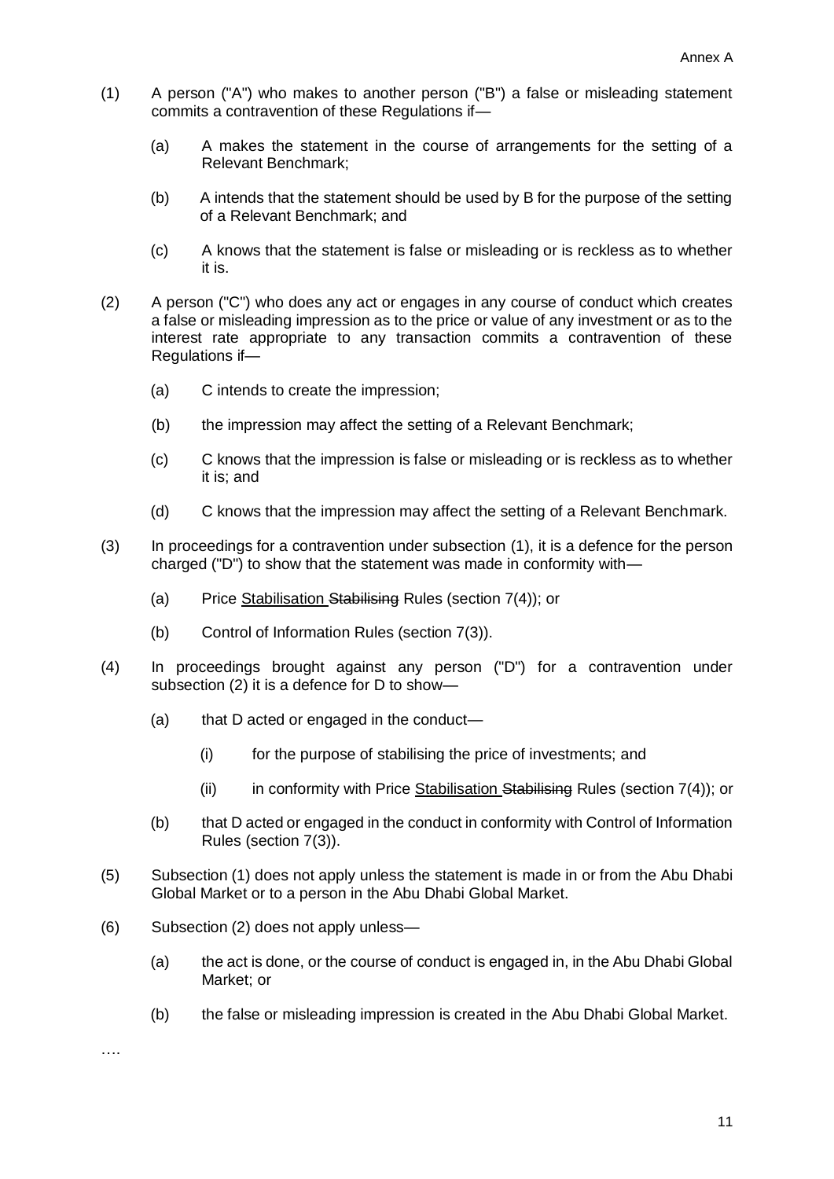(1) A person ("A") who makes to another person ("B") a false or misleading statement commits a contravention of these Regulations if—

  (a) A makes the statement in the course of arrangements for the setting of a Relevant Benchmark;

  (b) A intends that the statement should be used by B for the purpose of the setting of a Relevant Benchmark; and

  (c) A knows that the statement is false or misleading or is reckless as to whether it is.

(2) A person ("C") who does any act or engages in any course of conduct which creates a false or misleading impression as to the price or value of any investment or as to the interest rate appropriate to any transaction commits a contravention of these Regulations if—

  (a) C intends to create the impression;

  (b) the impression may affect the setting of a Relevant Benchmark;

  (c) C knows that the impression is false or misleading or is reckless as to whether it is; and

  (d) C knows that the impression may affect the setting of a Relevant Benchmark.

(3) In proceedings for a contravention under subsection (1), it is a defence for the person charged ("D") to show that the statement was made in conformity with—

  (a) Price <u>Stabilisation</u> ~~Stabilising~~ Rules (section 7(4)); or

  (b) Control of Information Rules (section 7(3)).

(4) In proceedings brought against any person ("D") for a contravention under subsection (2) it is a defence for D to show—

  (a) that D acted or engaged in the conduct—

    (i) for the purpose of stabilising the price of investments; and

    (ii) in conformity with Price <u>Stabilisation</u> ~~Stabilising~~ Rules (section 7(4)); or

  (b) that D acted or engaged in the conduct in conformity with Control of Information Rules (section 7(3)).

(5) Subsection (1) does not apply unless the statement is made in or from the Abu Dhabi Global Market or to a person in the Abu Dhabi Global Market.

(6) Subsection (2) does not apply unless—

  (a) the act is done, or the course of conduct is engaged in, in the Abu Dhabi Global Market; or

  (b) the false or misleading impression is created in the Abu Dhabi Global Market.

….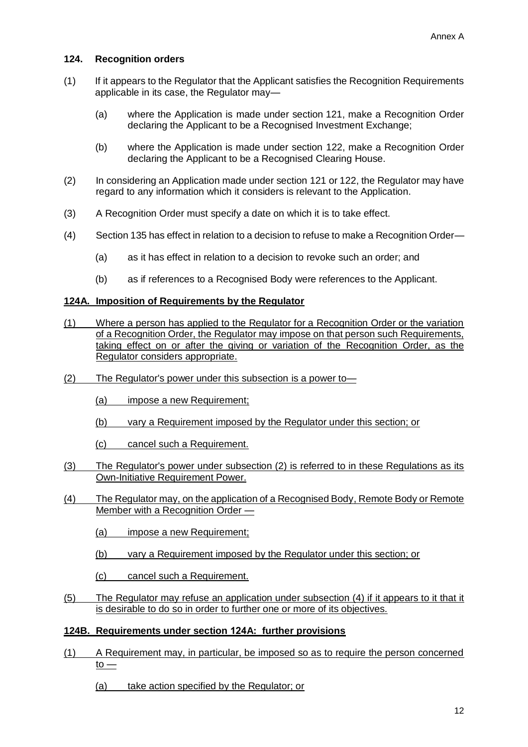### 124. Recognition orders

(1) If it appears to the Regulator that the Applicant satisfies the Recognition Requirements applicable in its case, the Regulator may—

(a) where the Application is made under section 121, make a Recognition Order declaring the Applicant to be a Recognised Investment Exchange;

(b) where the Application is made under section 122, make a Recognition Order declaring the Applicant to be a Recognised Clearing House.

(2) In considering an Application made under section 121 or 122, the Regulator may have regard to any information which it considers is relevant to the Application.

(3) A Recognition Order must specify a date on which it is to take effect.

(4) Section 135 has effect in relation to a decision to refuse to make a Recognition Order—

(a) as it has effect in relation to a decision to revoke such an order; and

(b) as if references to a Recognised Body were references to the Applicant.

### 124A. Imposition of Requirements by the Regulator

(1) Where a person has applied to the Regulator for a Recognition Order or the variation of a Recognition Order, the Regulator may impose on that person such Requirements, taking effect on or after the giving or variation of the Recognition Order, as the Regulator considers appropriate.

(2) The Regulator's power under this subsection is a power to—

(a) impose a new Requirement;

(b) vary a Requirement imposed by the Regulator under this section; or

(c) cancel such a Requirement.

(3) The Regulator's power under subsection (2) is referred to in these Regulations as its Own-Initiative Requirement Power.

(4) The Regulator may, on the application of a Recognised Body, Remote Body or Remote Member with a Recognition Order —

(a) impose a new Requirement;

(b) vary a Requirement imposed by the Regulator under this section; or

(c) cancel such a Requirement.

(5) The Regulator may refuse an application under subsection (4) if it appears to it that it is desirable to do so in order to further one or more of its objectives.

### 124B. Requirements under section 124A: further provisions

(1) A Requirement may, in particular, be imposed so as to require the person concerned to —

(a) take action specified by the Regulator; or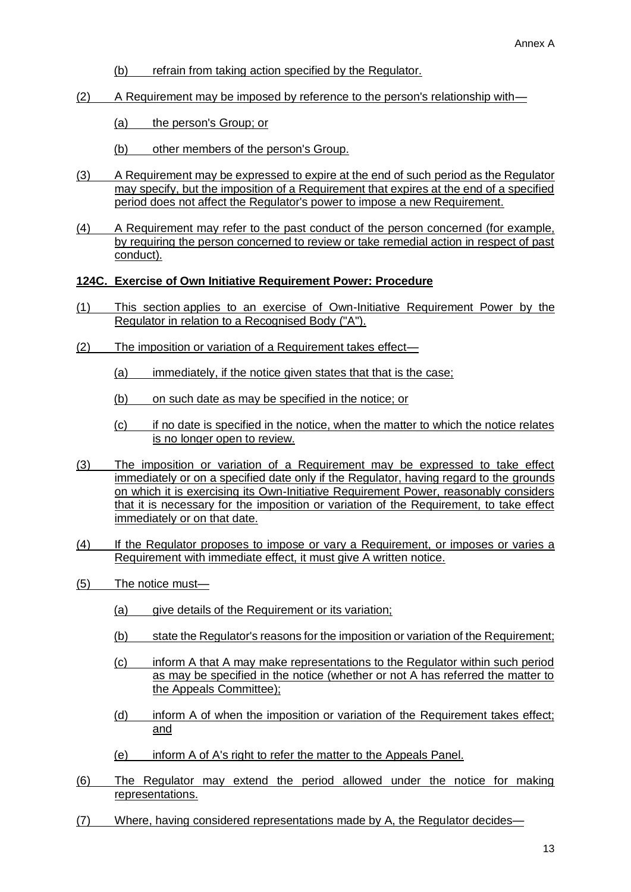(b) refrain from taking action specified by the Regulator.

(2) A Requirement may be imposed by reference to the person's relationship with—

(a) the person's Group; or

(b) other members of the person's Group.

(3) A Requirement may be expressed to expire at the end of such period as the Regulator may specify, but the imposition of a Requirement that expires at the end of a specified period does not affect the Regulator's power to impose a new Requirement.

(4) A Requirement may refer to the past conduct of the person concerned (for example, by requiring the person concerned to review or take remedial action in respect of past conduct).

**124C. Exercise of Own Initiative Requirement Power: Procedure**

(1) This section applies to an exercise of Own-Initiative Requirement Power by the Regulator in relation to a Recognised Body ("A").

(2) The imposition or variation of a Requirement takes effect—

(a) immediately, if the notice given states that that is the case;

(b) on such date as may be specified in the notice; or

(c) if no date is specified in the notice, when the matter to which the notice relates is no longer open to review.

(3) The imposition or variation of a Requirement may be expressed to take effect immediately or on a specified date only if the Regulator, having regard to the grounds on which it is exercising its Own-Initiative Requirement Power, reasonably considers that it is necessary for the imposition or variation of the Requirement, to take effect immediately or on that date.

(4) If the Regulator proposes to impose or vary a Requirement, or imposes or varies a Requirement with immediate effect, it must give A written notice.

(5) The notice must—

(a) give details of the Requirement or its variation;

(b) state the Regulator's reasons for the imposition or variation of the Requirement;

(c) inform A that A may make representations to the Regulator within such period as may be specified in the notice (whether or not A has referred the matter to the Appeals Committee);

(d) inform A of when the imposition or variation of the Requirement takes effect; and

(e) inform A of A's right to refer the matter to the Appeals Panel.

(6) The Regulator may extend the period allowed under the notice for making representations.

(7) Where, having considered representations made by A, the Regulator decides—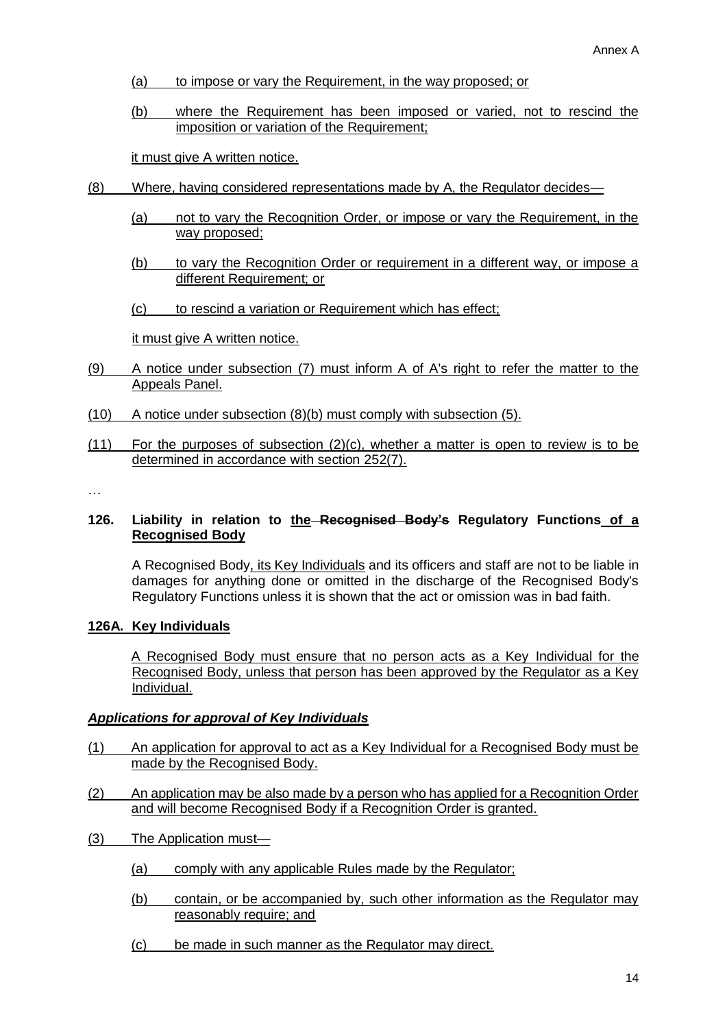(a) to impose or vary the Requirement, in the way proposed; or

(b) where the Requirement has been imposed or varied, not to rescind the imposition or variation of the Requirement;

it must give A written notice.

(8) Where, having considered representations made by A, the Regulator decides—

(a) not to vary the Recognition Order, or impose or vary the Requirement, in the way proposed;

(b) to vary the Recognition Order or requirement in a different way, or impose a different Requirement; or

(c) to rescind a variation or Requirement which has effect;

it must give A written notice.

(9) A notice under subsection (7) must inform A of A's right to refer the matter to the Appeals Panel.

(10) A notice under subsection (8)(b) must comply with subsection (5).

(11) For the purposes of subsection (2)(c), whether a matter is open to review is to be determined in accordance with section 252(7).

…

**126. Liability in relation to the ~~Recognised Body's~~ Regulatory Functions of a Recognised Body**

A Recognised Body, its Key Individuals and its officers and staff are not to be liable in damages for anything done or omitted in the discharge of the Recognised Body's Regulatory Functions unless it is shown that the act or omission was in bad faith.

**126A. Key Individuals**

A Recognised Body must ensure that no person acts as a Key Individual for the Recognised Body, unless that person has been approved by the Regulator as a Key Individual.

***Applications for approval of Key Individuals***

(1) An application for approval to act as a Key Individual for a Recognised Body must be made by the Recognised Body.

(2) An application may be also made by a person who has applied for a Recognition Order and will become Recognised Body if a Recognition Order is granted.

(3) The Application must—

(a) comply with any applicable Rules made by the Regulator;

(b) contain, or be accompanied by, such other information as the Regulator may reasonably require; and

(c) be made in such manner as the Regulator may direct.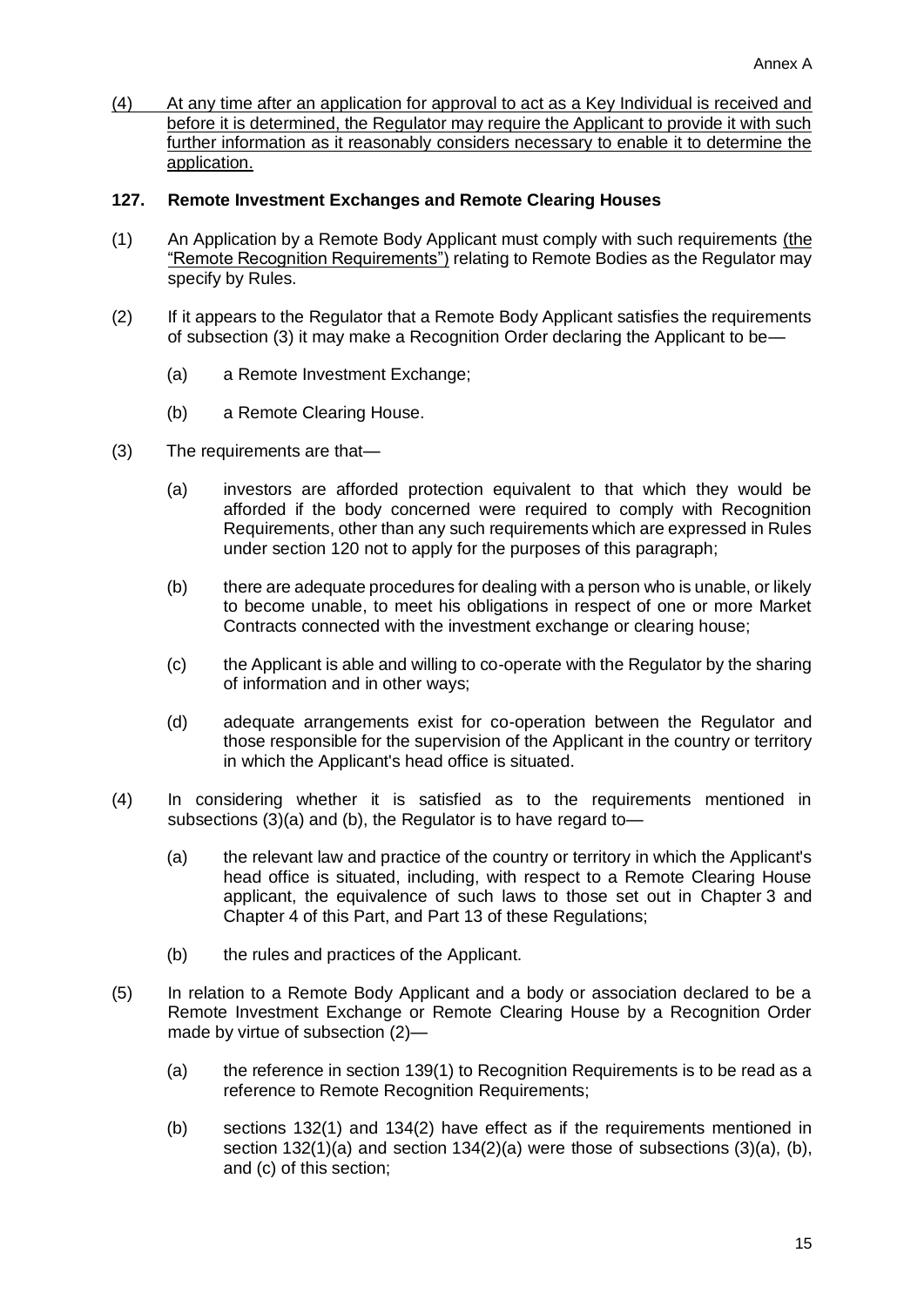(4) At any time after an application for approval to act as a Key Individual is received and before it is determined, the Regulator may require the Applicant to provide it with such further information as it reasonably considers necessary to enable it to determine the application.

**127. Remote Investment Exchanges and Remote Clearing Houses**

(1) An Application by a Remote Body Applicant must comply with such requirements (the "Remote Recognition Requirements") relating to Remote Bodies as the Regulator may specify by Rules.

(2) If it appears to the Regulator that a Remote Body Applicant satisfies the requirements of subsection (3) it may make a Recognition Order declaring the Applicant to be—

(a) a Remote Investment Exchange;

(b) a Remote Clearing House.

(3) The requirements are that—

(a) investors are afforded protection equivalent to that which they would be afforded if the body concerned were required to comply with Recognition Requirements, other than any such requirements which are expressed in Rules under section 120 not to apply for the purposes of this paragraph;

(b) there are adequate procedures for dealing with a person who is unable, or likely to become unable, to meet his obligations in respect of one or more Market Contracts connected with the investment exchange or clearing house;

(c) the Applicant is able and willing to co-operate with the Regulator by the sharing of information and in other ways;

(d) adequate arrangements exist for co-operation between the Regulator and those responsible for the supervision of the Applicant in the country or territory in which the Applicant's head office is situated.

(4) In considering whether it is satisfied as to the requirements mentioned in subsections (3)(a) and (b), the Regulator is to have regard to—

(a) the relevant law and practice of the country or territory in which the Applicant's head office is situated, including, with respect to a Remote Clearing House applicant, the equivalence of such laws to those set out in Chapter 3 and Chapter 4 of this Part, and Part 13 of these Regulations;

(b) the rules and practices of the Applicant.

(5) In relation to a Remote Body Applicant and a body or association declared to be a Remote Investment Exchange or Remote Clearing House by a Recognition Order made by virtue of subsection (2)—

(a) the reference in section 139(1) to Recognition Requirements is to be read as a reference to Remote Recognition Requirements;

(b) sections 132(1) and 134(2) have effect as if the requirements mentioned in section 132(1)(a) and section 134(2)(a) were those of subsections (3)(a), (b), and (c) of this section;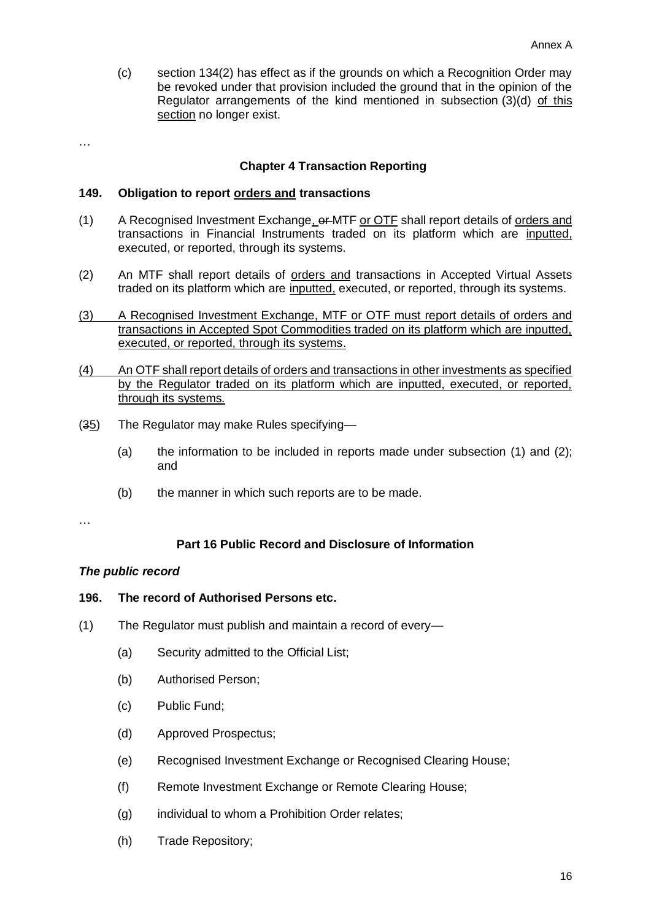(c) section 134(2) has effect as if the grounds on which a Recognition Order may be revoked under that provision included the ground that in the opinion of the Regulator arrangements of the kind mentioned in subsection (3)(d) <u>of this section</u> no longer exist.

…

### Chapter 4 Transaction Reporting

**149. Obligation to report <u>orders and</u> transactions**

(1) A Recognised Investment Exchange<u>,</u> ~~or~~ MTF <u>or OTF</u> shall report details of <u>orders and</u> transactions in Financial Instruments traded on its platform which are <u>inputted,</u> executed, or reported, through its systems.

(2) An MTF shall report details of <u>orders and</u> transactions in Accepted Virtual Assets traded on its platform which are <u>inputted,</u> executed, or reported, through its systems.

<u>(3) A Recognised Investment Exchange, MTF or OTF must report details of orders and transactions in Accepted Spot Commodities traded on its platform which are inputted, executed, or reported, through its systems.</u>

<u>(4) An OTF shall report details of orders and transactions in other investments as specified by the Regulator traded on its platform which are inputted, executed, or reported, through its systems.</u>

(~~3~~<u>5</u>) The Regulator may make Rules specifying—

(a) the information to be included in reports made under subsection (1) and (2); and

(b) the manner in which such reports are to be made.

…

### Part 16 Public Record and Disclosure of Information

***The public record***

**196. The record of Authorised Persons etc.**

(1) The Regulator must publish and maintain a record of every—

(a) Security admitted to the Official List;

(b) Authorised Person;

(c) Public Fund;

(d) Approved Prospectus;

(e) Recognised Investment Exchange or Recognised Clearing House;

(f) Remote Investment Exchange or Remote Clearing House;

(g) individual to whom a Prohibition Order relates;

(h) Trade Repository;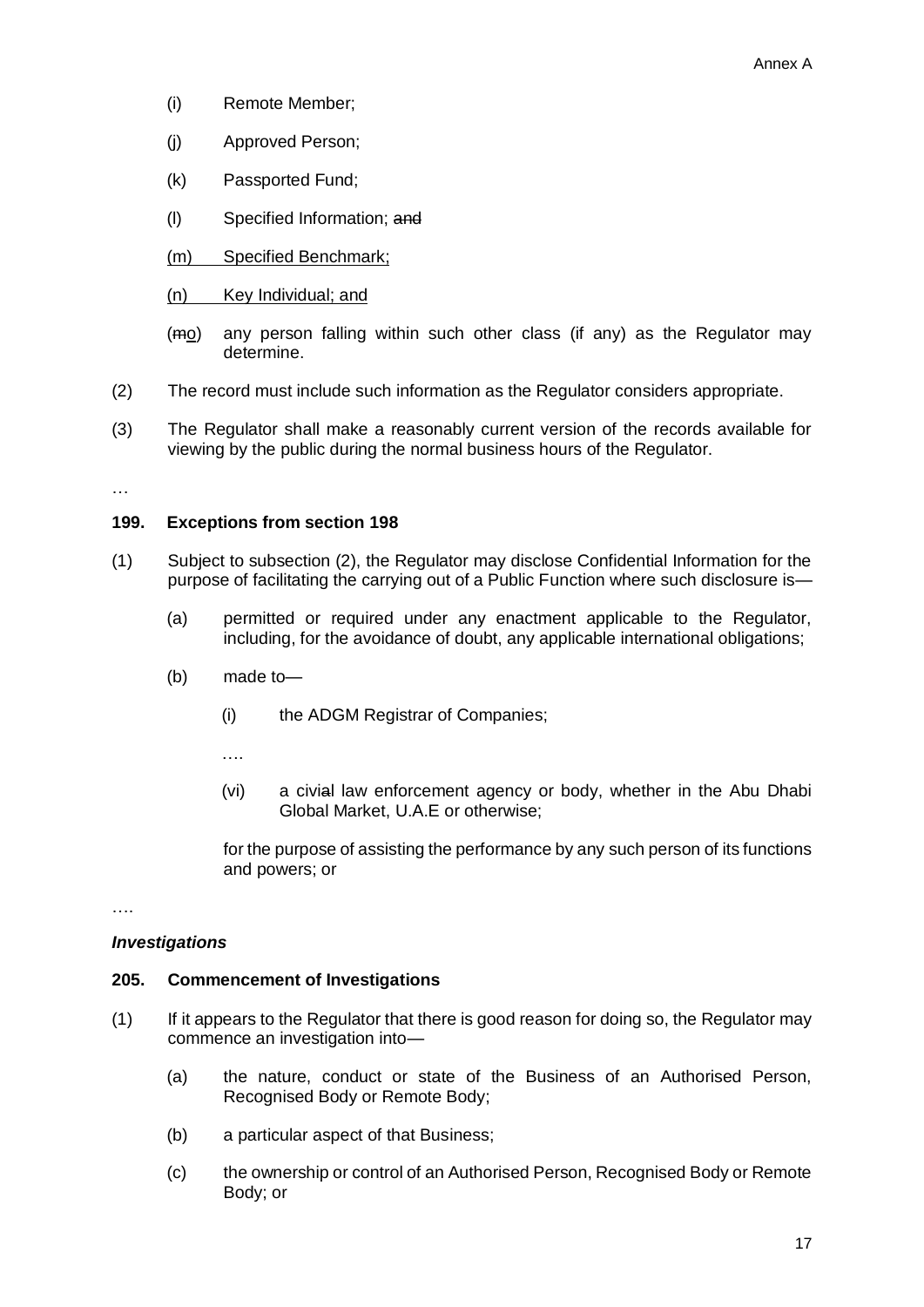(i) Remote Member;

(j) Approved Person;

(k) Passported Fund;

(l) Specified Information; ~~and~~

<u>(m) Specified Benchmark;</u>

<u>(n) Key Individual; and</u>

(~~m~~<u>o</u>) any person falling within such other class (if any) as the Regulator may determine.

(2) The record must include such information as the Regulator considers appropriate.

(3) The Regulator shall make a reasonably current version of the records available for viewing by the public during the normal business hours of the Regulator.

…

**199. Exceptions from section 198**

(1) Subject to subsection (2), the Regulator may disclose Confidential Information for the purpose of facilitating the carrying out of a Public Function where such disclosure is—

(a) permitted or required under any enactment applicable to the Regulator, including, for the avoidance of doubt, any applicable international obligations;

(b) made to—

(i) the ADGM Registrar of Companies;

….

(vi) a civ~~i~~al law enforcement agency or body, whether in the Abu Dhabi Global Market, U.A.E or otherwise;

for the purpose of assisting the performance by any such person of its functions and powers; or

….

***Investigations***

**205. Commencement of Investigations**

(1) If it appears to the Regulator that there is good reason for doing so, the Regulator may commence an investigation into—

(a) the nature, conduct or state of the Business of an Authorised Person, Recognised Body or Remote Body;

(b) a particular aspect of that Business;

(c) the ownership or control of an Authorised Person, Recognised Body or Remote Body; or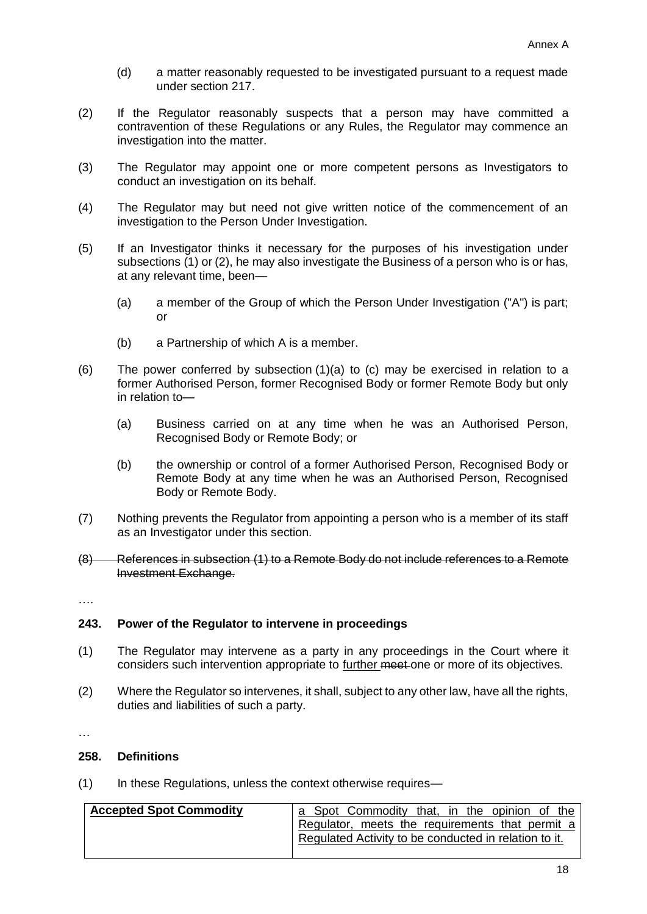(d) a matter reasonably requested to be investigated pursuant to a request made under section 217.

(2) If the Regulator reasonably suspects that a person may have committed a contravention of these Regulations or any Rules, the Regulator may commence an investigation into the matter.

(3) The Regulator may appoint one or more competent persons as Investigators to conduct an investigation on its behalf.

(4) The Regulator may but need not give written notice of the commencement of an investigation to the Person Under Investigation.

(5) If an Investigator thinks it necessary for the purposes of his investigation under subsections (1) or (2), he may also investigate the Business of a person who is or has, at any relevant time, been—

(a) a member of the Group of which the Person Under Investigation ("A") is part; or

(b) a Partnership of which A is a member.

(6) The power conferred by subsection (1)(a) to (c) may be exercised in relation to a former Authorised Person, former Recognised Body or former Remote Body but only in relation to—

(a) Business carried on at any time when he was an Authorised Person, Recognised Body or Remote Body; or

(b) the ownership or control of a former Authorised Person, Recognised Body or Remote Body at any time when he was an Authorised Person, Recognised Body or Remote Body.

(7) Nothing prevents the Regulator from appointing a person who is a member of its staff as an Investigator under this section.

~~(8) References in subsection (1) to a Remote Body do not include references to a Remote Investment Exchange.~~

….

**243. Power of the Regulator to intervene in proceedings**

(1) The Regulator may intervene as a party in any proceedings in the Court where it considers such intervention appropriate to <u>further</u> ~~meet~~ one or more of its objectives.

(2) Where the Regulator so intervenes, it shall, subject to any other law, have all the rights, duties and liabilities of such a party.

…

**258. Definitions**

(1) In these Regulations, unless the context otherwise requires—

| **<u>Accepted Spot Commodity</u>** | <u>a Spot Commodity that, in the opinion of the Regulator, meets the requirements that permit a Regulated Activity to be conducted in relation to it.</u> |
|---|---|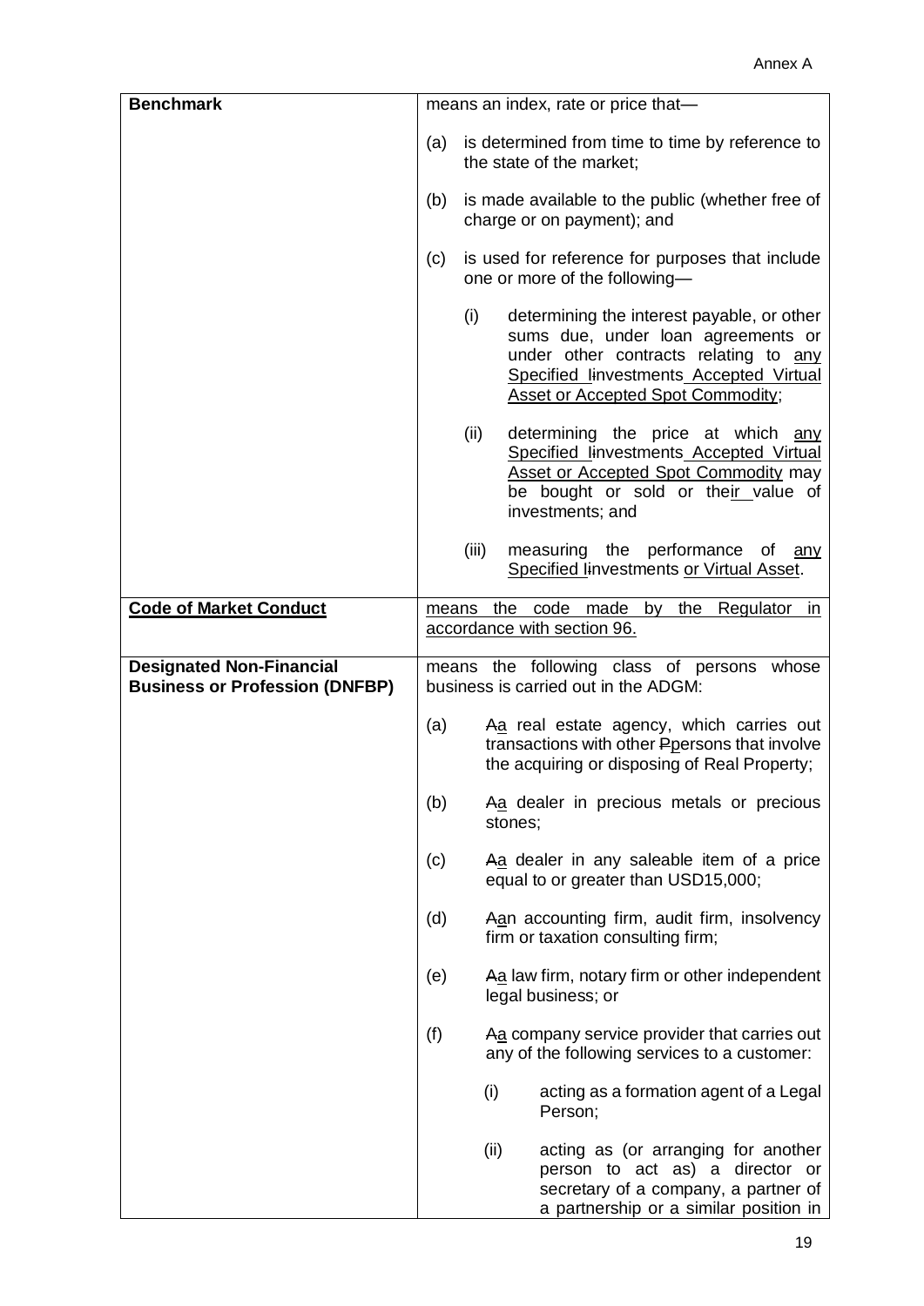| **Benchmark** | means an index, rate or price that—<br><br>(a) is determined from time to time by reference to the state of the market;<br><br>(b) is made available to the public (whether free of charge or on payment); and<br><br>(c) is used for reference for purposes that include one or more of the following—<br><br>(i) determining the interest payable, or other sums due, under loan agreements or under other contracts relating to any Specified Iinvestments Accepted Virtual Asset or Accepted Spot Commodity;<br><br>(ii) determining the price at which any Specified Iinvestments Accepted Virtual Asset or Accepted Spot Commodity may be bought or sold or their value of investments; and<br><br>(iii) measuring the performance of any Specified Iinvestments or Virtual Asset. |
|---|---|
| **Code of Market Conduct** | means the code made by the Regulator in accordance with section 96. |
| **Designated Non-Financial Business or Profession (DNFBP)** | means the following class of persons whose business is carried out in the ADGM:<br><br>(a) Aa real estate agency, which carries out transactions with other Ppersons that involve the acquiring or disposing of Real Property;<br><br>(b) Aa dealer in precious metals or precious stones;<br><br>(c) Aa dealer in any saleable item of a price equal to or greater than USD15,000;<br><br>(d) Aan accounting firm, audit firm, insolvency firm or taxation consulting firm;<br><br>(e) Aa law firm, notary firm or other independent legal business; or<br><br>(f) Aa company service provider that carries out any of the following services to a customer:<br><br>(i) acting as a formation agent of a Legal Person;<br><br>(ii) acting as (or arranging for another person to act as) a director or secretary of a company, a partner of a partnership or a similar position in |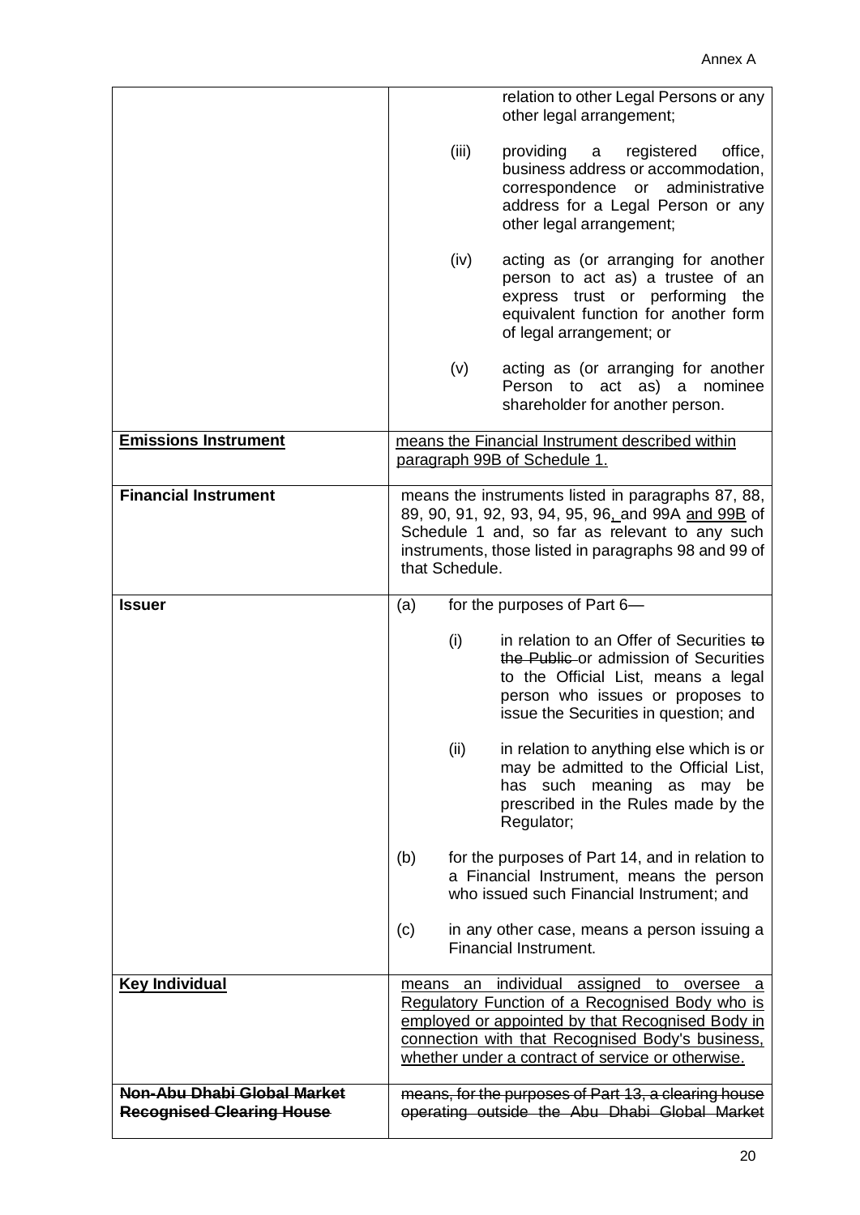| | |
|---|---|
| | relation to other Legal Persons or any other legal arrangement;<br><br>(iii) providing a registered office, business address or accommodation, correspondence or administrative address for a Legal Person or any other legal arrangement;<br><br>(iv) acting as (or arranging for another person to act as) a trustee of an express trust or performing the equivalent function for another form of legal arrangement; or<br><br>(v) acting as (or arranging for another Person to act as) a nominee shareholder for another person. |
| <u>**Emissions Instrument**</u> | <u>means the Financial Instrument described within paragraph 99B of Schedule 1.</u> |
| **Financial Instrument** | means the instruments listed in paragraphs 87, 88, 89, 90, 91, 92, 93, 94, 95, 96<u>,</u> ~~and~~ 99A <u>and 99B</u> of Schedule 1 and, so far as relevant to any such instruments, those listed in paragraphs 98 and 99 of that Schedule. |
| **Issuer** | (a) for the purposes of Part 6—<br><br>(i) in relation to an Offer of Securities ~~to the Public~~ or admission of Securities to the Official List, means a legal person who issues or proposes to issue the Securities in question; and<br><br>(ii) in relation to anything else which is or may be admitted to the Official List, has such meaning as may be prescribed in the Rules made by the Regulator;<br><br>(b) for the purposes of Part 14, and in relation to a Financial Instrument, means the person who issued such Financial Instrument; and<br><br>(c) in any other case, means a person issuing a Financial Instrument. |
| <u>**Key Individual**</u> | <u>means an individual assigned to oversee a Regulatory Function of a Recognised Body who is employed or appointed by that Recognised Body in connection with that Recognised Body's business, whether under a contract of service or otherwise.</u> |
| ~~**Non-Abu Dhabi Global Market Recognised Clearing House**~~ | ~~means, for the purposes of Part 13, a clearing house operating outside the Abu Dhabi Global Market~~ |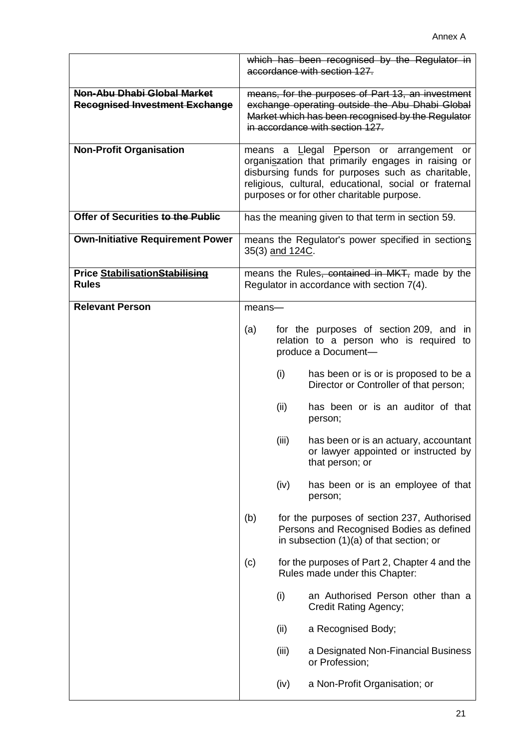| | |
|---|---|
| | ~~which has been recognised by the Regulator in accordance with section 127.~~ |
| ~~**Non-Abu Dhabi Global Market Recognised Investment Exchange**~~ | ~~means, for the purposes of Part 13, an investment exchange operating outside the Abu Dhabi Global Market which has been recognised by the Regulator in accordance with section 127.~~ |
| **Non-Profit Organisation** | means a <u>L</u>~~l~~egal <u>P</u>~~p~~erson or arrangement or organi<u>s</u>~~z~~ation that primarily engages in raising or disbursing funds for purposes such as charitable, religious, cultural, educational, social or fraternal purposes or for other charitable purpose. |
| **Offer of Securities ~~to the Public~~** | has the meaning given to that term in section 59. |
| **Own-Initiative Requirement Power** | means the Regulator's power specified in section<u>s</u> 35(3) <u>and 124C</u>. |
| **Price <u>Stabilisation</u>~~Stabilising~~ Rules** | means the Rules~~, contained in MKT,~~ made by the Regulator in accordance with section 7(4). |
| **Relevant Person** | means—<br><br>(a) for the purposes of section 209, and in relation to a person who is required to produce a Document—<br><br>(i) has been or is or is proposed to be a Director or Controller of that person;<br><br>(ii) has been or is an auditor of that person;<br><br>(iii) has been or is an actuary, accountant or lawyer appointed or instructed by that person; or<br><br>(iv) has been or is an employee of that person;<br><br>(b) for the purposes of section 237, Authorised Persons and Recognised Bodies as defined in subsection (1)(a) of that section; or<br><br>(c) for the purposes of Part 2, Chapter 4 and the Rules made under this Chapter:<br><br>(i) an Authorised Person other than a Credit Rating Agency;<br><br>(ii) a Recognised Body;<br><br>(iii) a Designated Non-Financial Business or Profession;<br><br>(iv) a Non-Profit Organisation; or |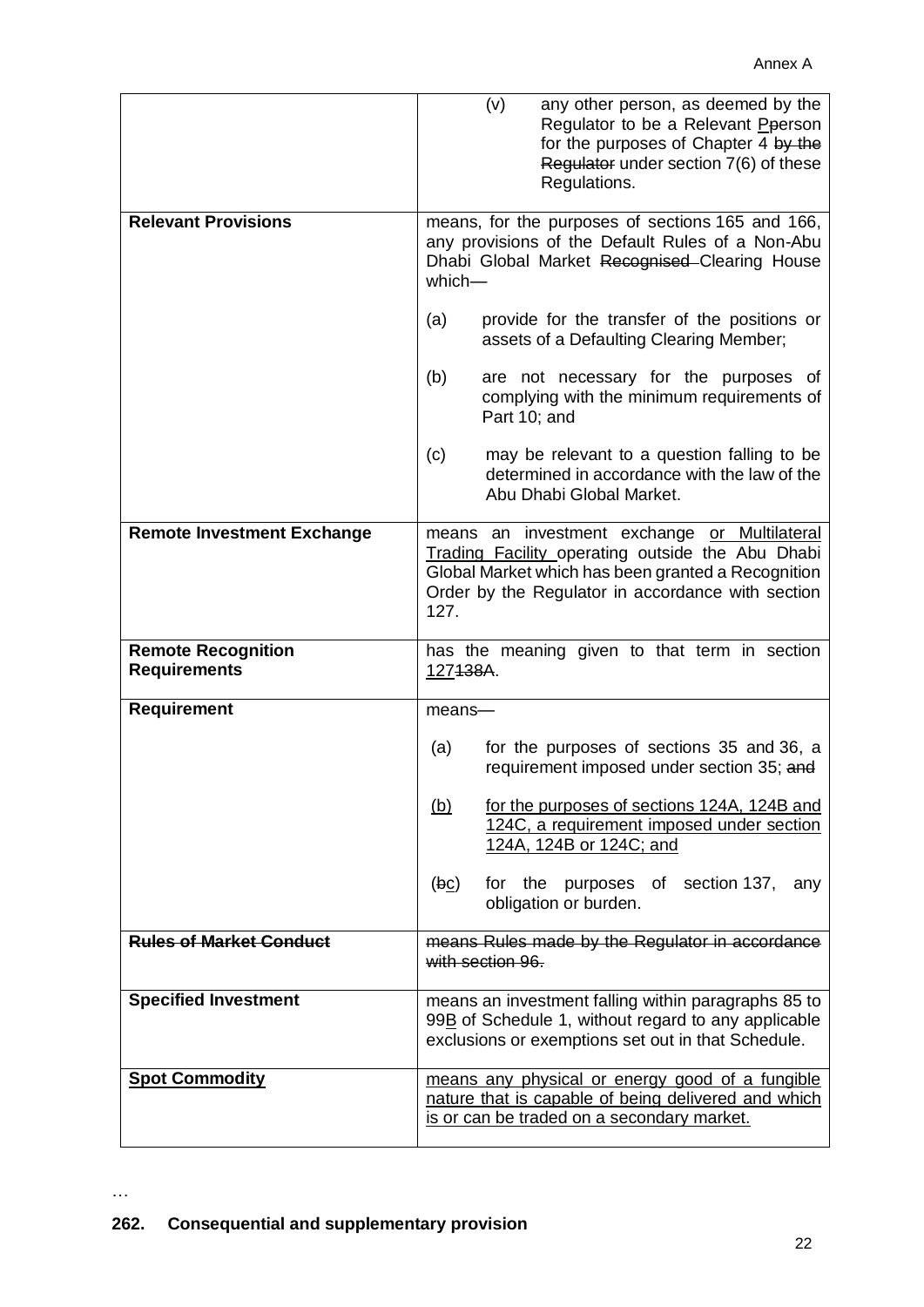| | |
|---|---|
| | (v) any other person, as deemed by the Regulator to be a Relevant ~~P~~<u>p</u>erson for the purposes of Chapter 4 ~~by the Regulator~~ under section 7(6) of these Regulations. |
| **Relevant Provisions** | means, for the purposes of sections 165 and 166, any provisions of the Default Rules of a Non-Abu Dhabi Global Market ~~Recognised~~ Clearing House which—<br><br>(a) provide for the transfer of the positions or assets of a Defaulting Clearing Member;<br><br>(b) are not necessary for the purposes of complying with the minimum requirements of Part 10; and<br><br>(c) may be relevant to a question falling to be determined in accordance with the law of the Abu Dhabi Global Market. |
| **Remote Investment Exchange** | means an investment exchange <u>or Multilateral Trading Facility</u> operating outside the Abu Dhabi Global Market which has been granted a Recognition Order by the Regulator in accordance with section 127. |
| **Remote Recognition Requirements** | has the meaning given to that term in section <u>127</u>~~138A~~. |
| **Requirement** | means—<br><br>(a) for the purposes of sections 35 and 36, a requirement imposed under section 35; ~~and~~<br><br><u>(b) for the purposes of sections 124A, 124B and 124C, a requirement imposed under section 124A, 124B or 124C; and</u><br><br>(~~b~~<u>c</u>) for the purposes of section 137, any obligation or burden. |
| ~~**Rules of Market Conduct**~~ | ~~means Rules made by the Regulator in accordance with section 96.~~ |
| **Specified Investment** | means an investment falling within paragraphs 85 to 99<u>B</u> of Schedule 1, without regard to any applicable exclusions or exemptions set out in that Schedule. |
| <u>**Spot Commodity**</u> | <u>means any physical or energy good of a fungible nature that is capable of being delivered and which is or can be traded on a secondary market.</u> |

…

**262. Consequential and supplementary provision**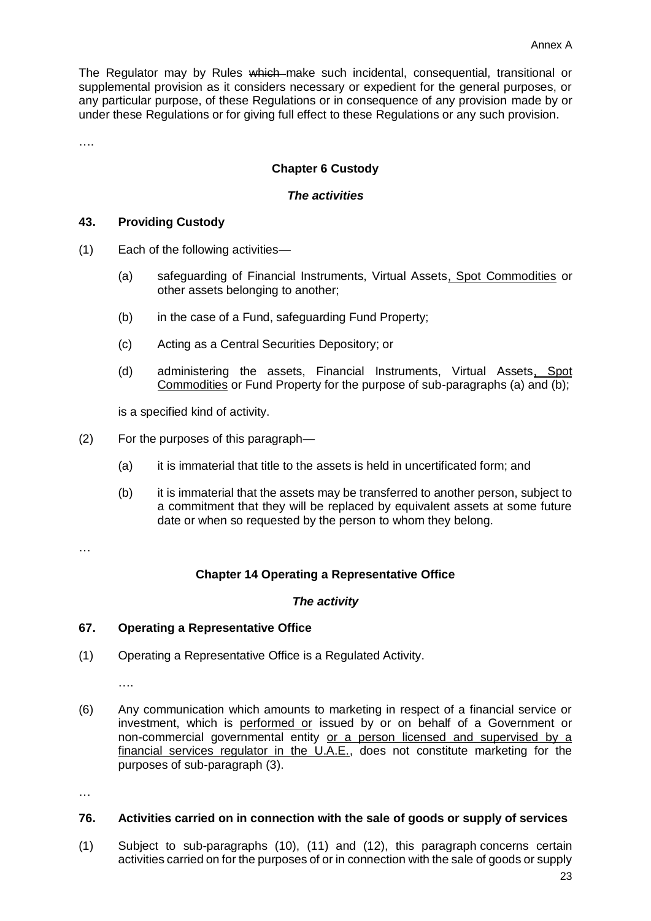The Regulator may by Rules ~~which~~ make such incidental, consequential, transitional or supplemental provision as it considers necessary or expedient for the general purposes, or any particular purpose, of these Regulations or in consequence of any provision made by or under these Regulations or for giving full effect to these Regulations or any such provision.

….

### Chapter 6 Custody

***The activities***

#### 43. Providing Custody

(1) Each of the following activities—

(a) safeguarding of Financial Instruments, Virtual Assets, Spot Commodities or other assets belonging to another;

(b) in the case of a Fund, safeguarding Fund Property;

(c) Acting as a Central Securities Depository; or

(d) administering the assets, Financial Instruments, Virtual Assets, Spot Commodities or Fund Property for the purpose of sub-paragraphs (a) and (b);

is a specified kind of activity.

(2) For the purposes of this paragraph—

(a) it is immaterial that title to the assets is held in uncertificated form; and

(b) it is immaterial that the assets may be transferred to another person, subject to a commitment that they will be replaced by equivalent assets at some future date or when so requested by the person to whom they belong.

…

### Chapter 14 Operating a Representative Office

***The activity***

#### 67. Operating a Representative Office

(1) Operating a Representative Office is a Regulated Activity.

….

(6) Any communication which amounts to marketing in respect of a financial service or investment, which is performed or issued by or on behalf of a Government or non-commercial governmental entity or a person licensed and supervised by a financial services regulator in the U.A.E., does not constitute marketing for the purposes of sub-paragraph (3).

…

#### 76. Activities carried on in connection with the sale of goods or supply of services

(1) Subject to sub-paragraphs (10), (11) and (12), this paragraph concerns certain activities carried on for the purposes of or in connection with the sale of goods or supply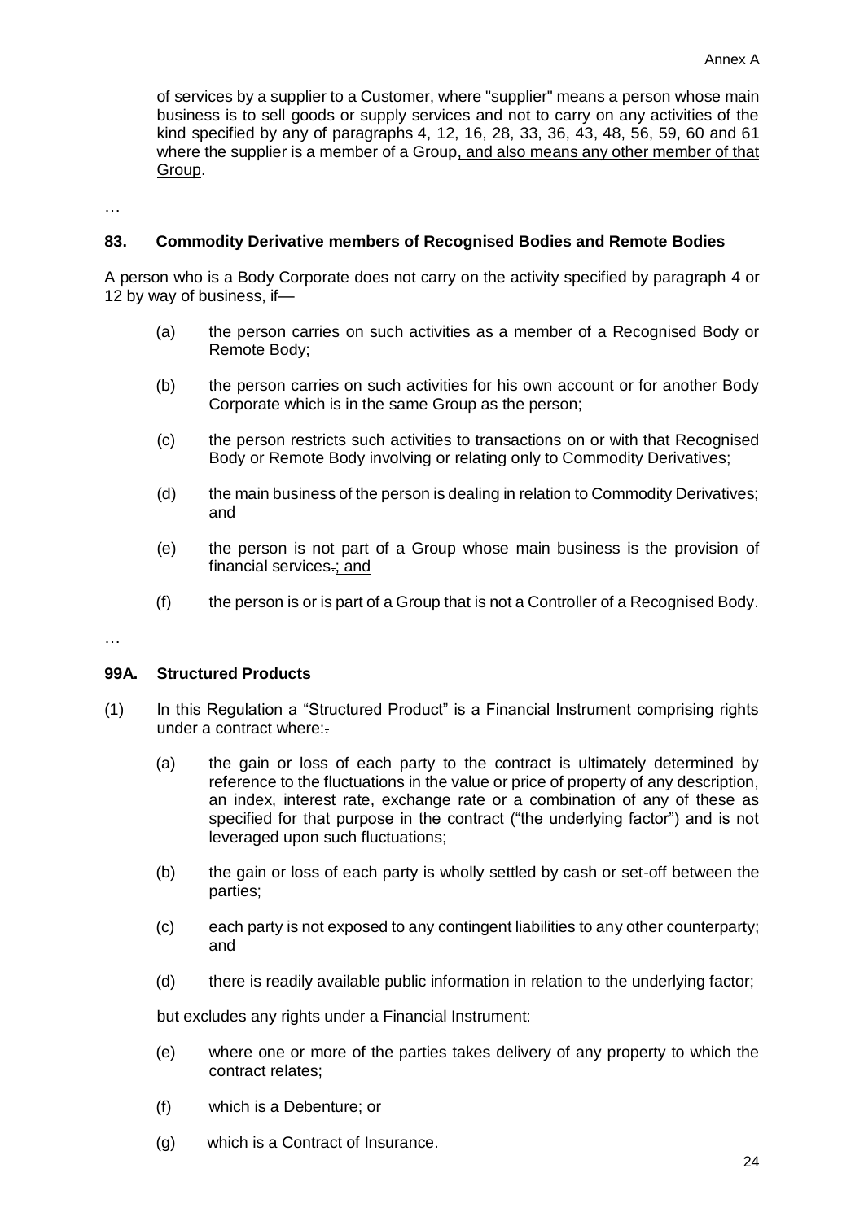of services by a supplier to a Customer, where "supplier" means a person whose main business is to sell goods or supply services and not to carry on any activities of the kind specified by any of paragraphs 4, 12, 16, 28, 33, 36, 43, 48, 56, 59, 60 and 61 where the supplier is a member of a Group<u>, and also means any other member of that Group</u>.

…

### 83. Commodity Derivative members of Recognised Bodies and Remote Bodies

A person who is a Body Corporate does not carry on the activity specified by paragraph 4 or 12 by way of business, if—

(a) the person carries on such activities as a member of a Recognised Body or Remote Body;

(b) the person carries on such activities for his own account or for another Body Corporate which is in the same Group as the person;

(c) the person restricts such activities to transactions on or with that Recognised Body or Remote Body involving or relating only to Commodity Derivatives;

(d) the main business of the person is dealing in relation to Commodity Derivatives; ~~and~~

(e) the person is not part of a Group whose main business is the provision of financial services~~.~~<u>; and</u>

<u>(f) the person is or is part of a Group that is not a Controller of a Recognised Body.</u>

…

### 99A. Structured Products

(1) In this Regulation a "Structured Product" is a Financial Instrument comprising rights under a contract where:~~.~~

(a) the gain or loss of each party to the contract is ultimately determined by reference to the fluctuations in the value or price of property of any description, an index, interest rate, exchange rate or a combination of any of these as specified for that purpose in the contract ("the underlying factor") and is not leveraged upon such fluctuations;

(b) the gain or loss of each party is wholly settled by cash or set-off between the parties;

(c) each party is not exposed to any contingent liabilities to any other counterparty; and

(d) there is readily available public information in relation to the underlying factor;

but excludes any rights under a Financial Instrument:

(e) where one or more of the parties takes delivery of any property to which the contract relates;

(f) which is a Debenture; or

(g) which is a Contract of Insurance.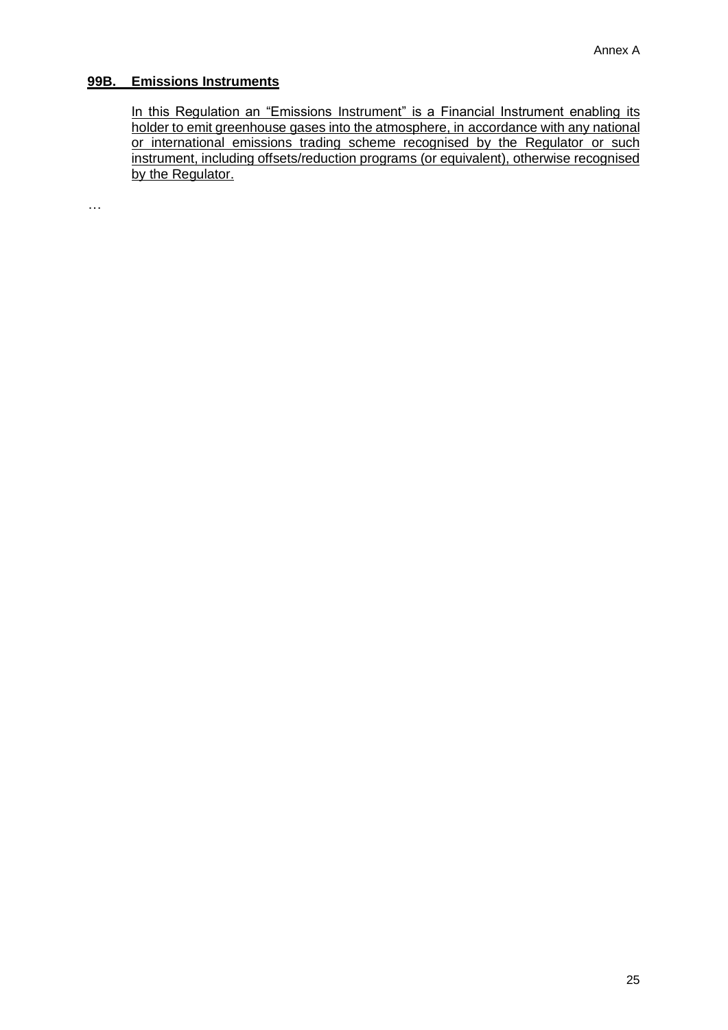**99B. Emissions Instruments**

In this Regulation an "Emissions Instrument" is a Financial Instrument enabling its holder to emit greenhouse gases into the atmosphere, in accordance with any national or international emissions trading scheme recognised by the Regulator or such instrument, including offsets/reduction programs (or equivalent), otherwise recognised by the Regulator.

…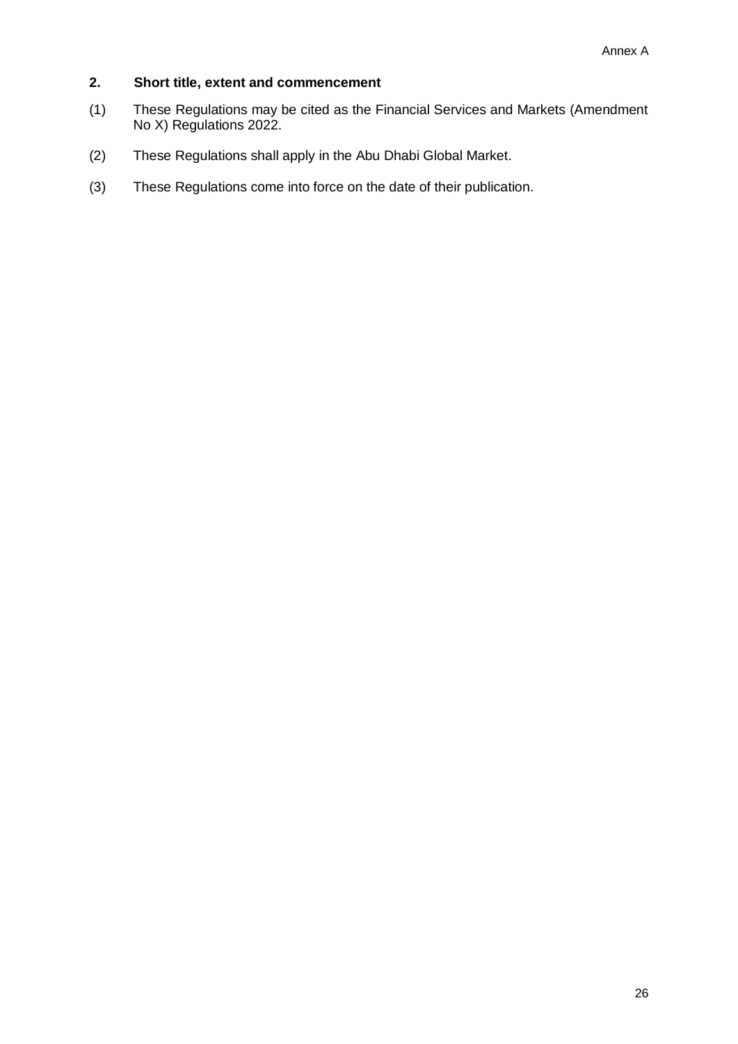## 2. Short title, extent and commencement

(1) These Regulations may be cited as the Financial Services and Markets (Amendment No X) Regulations 2022.

(2) These Regulations shall apply in the Abu Dhabi Global Market.

(3) These Regulations come into force on the date of their publication.